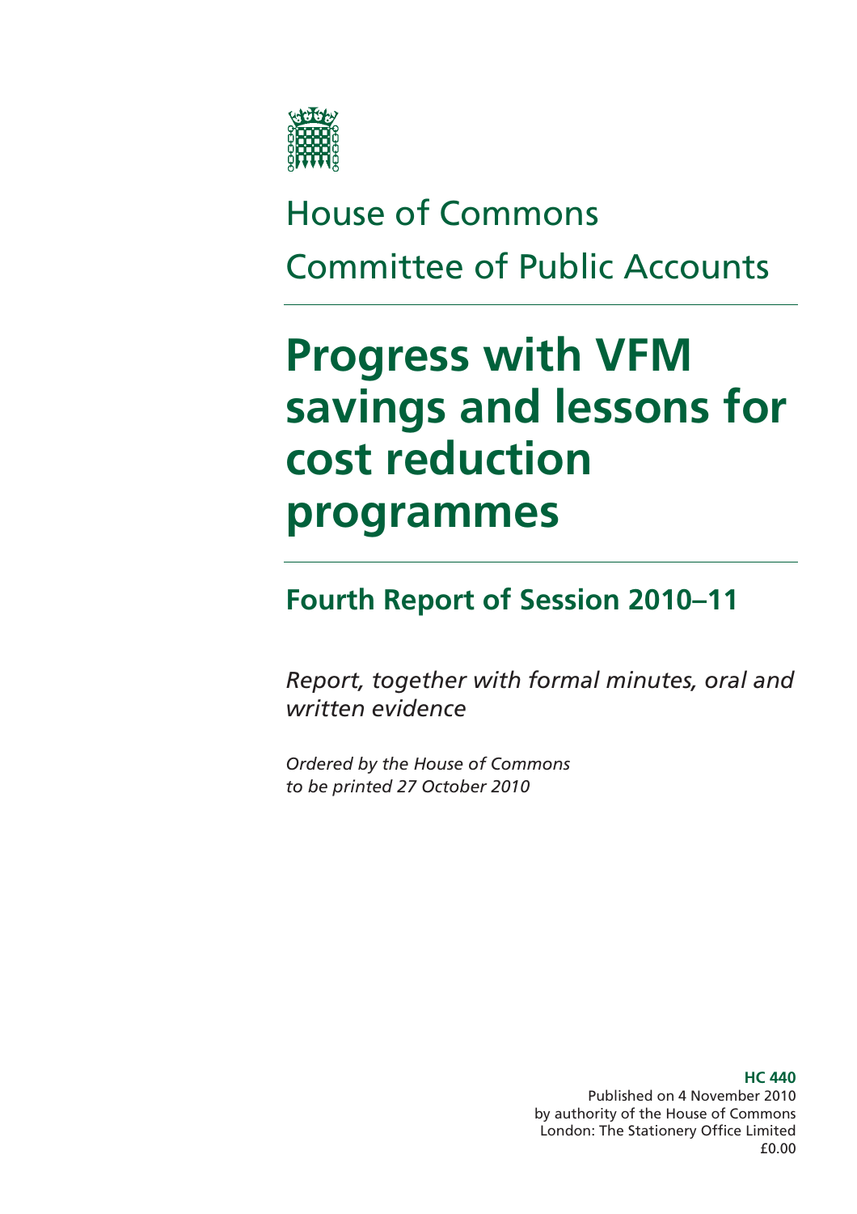House of Commons

Committee of Public Accounts

# Progress with VFM savings and lessons for cost reduction programmes

## Fourth Report of Session 2010–11

*Report, together with formal minutes, oral and written evidence*

*Ordered by the House of Commons to be printed 27 October 2010*

**HC 440**
Published on 4 November 2010
by authority of the House of Commons
London: The Stationery Office Limited
£0.00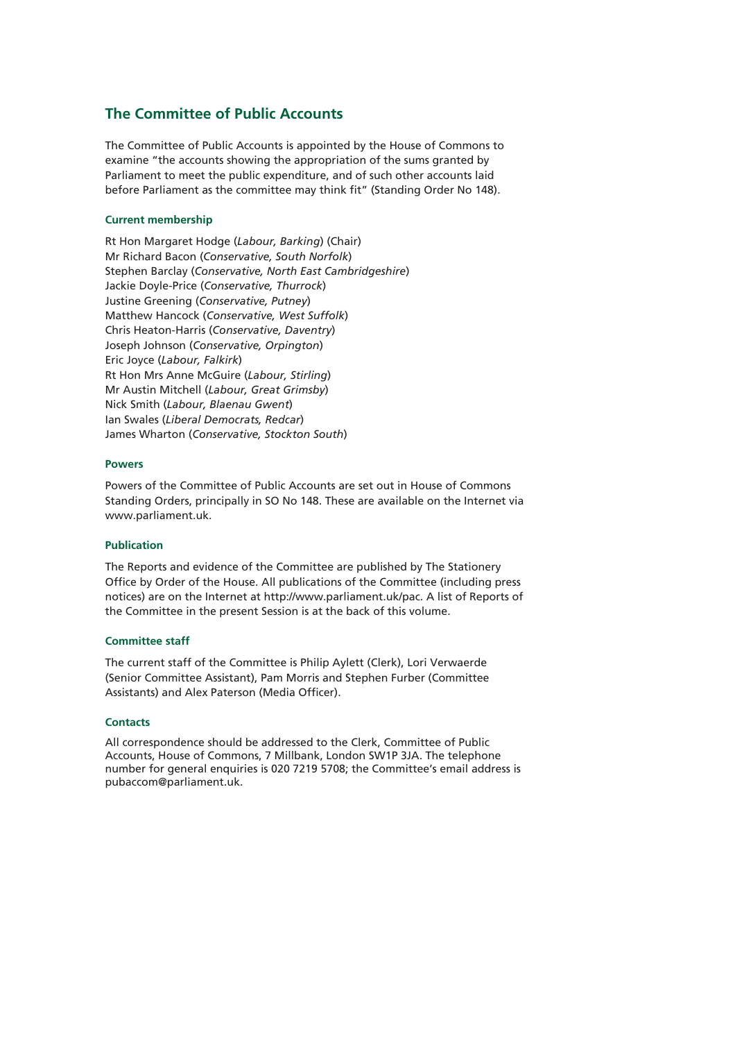## The Committee of Public Accounts

The Committee of Public Accounts is appointed by the House of Commons to examine "the accounts showing the appropriation of the sums granted by Parliament to meet the public expenditure, and of such other accounts laid before Parliament as the committee may think fit" (Standing Order No 148).

### Current membership

Rt Hon Margaret Hodge (*Labour, Barking*) (Chair)
Mr Richard Bacon (*Conservative, South Norfolk*)
Stephen Barclay (*Conservative, North East Cambridgeshire*)
Jackie Doyle-Price (*Conservative, Thurrock*)
Justine Greening (*Conservative, Putney*)
Matthew Hancock (*Conservative, West Suffolk*)
Chris Heaton-Harris (*Conservative, Daventry*)
Joseph Johnson (*Conservative, Orpington*)
Eric Joyce (*Labour, Falkirk*)
Rt Hon Mrs Anne McGuire (*Labour, Stirling*)
Mr Austin Mitchell (*Labour, Great Grimsby*)
Nick Smith (*Labour, Blaenau Gwent*)
Ian Swales (*Liberal Democrats, Redcar*)
James Wharton (*Conservative, Stockton South*)

### Powers

Powers of the Committee of Public Accounts are set out in House of Commons Standing Orders, principally in SO No 148. These are available on the Internet via www.parliament.uk.

### Publication

The Reports and evidence of the Committee are published by The Stationery Office by Order of the House. All publications of the Committee (including press notices) are on the Internet at http://www.parliament.uk/pac. A list of Reports of the Committee in the present Session is at the back of this volume.

### Committee staff

The current staff of the Committee is Philip Aylett (Clerk), Lori Verwaerde (Senior Committee Assistant), Pam Morris and Stephen Furber (Committee Assistants) and Alex Paterson (Media Officer).

### Contacts

All correspondence should be addressed to the Clerk, Committee of Public Accounts, House of Commons, 7 Millbank, London SW1P 3JA. The telephone number for general enquiries is 020 7219 5708; the Committee's email address is pubaccom@parliament.uk.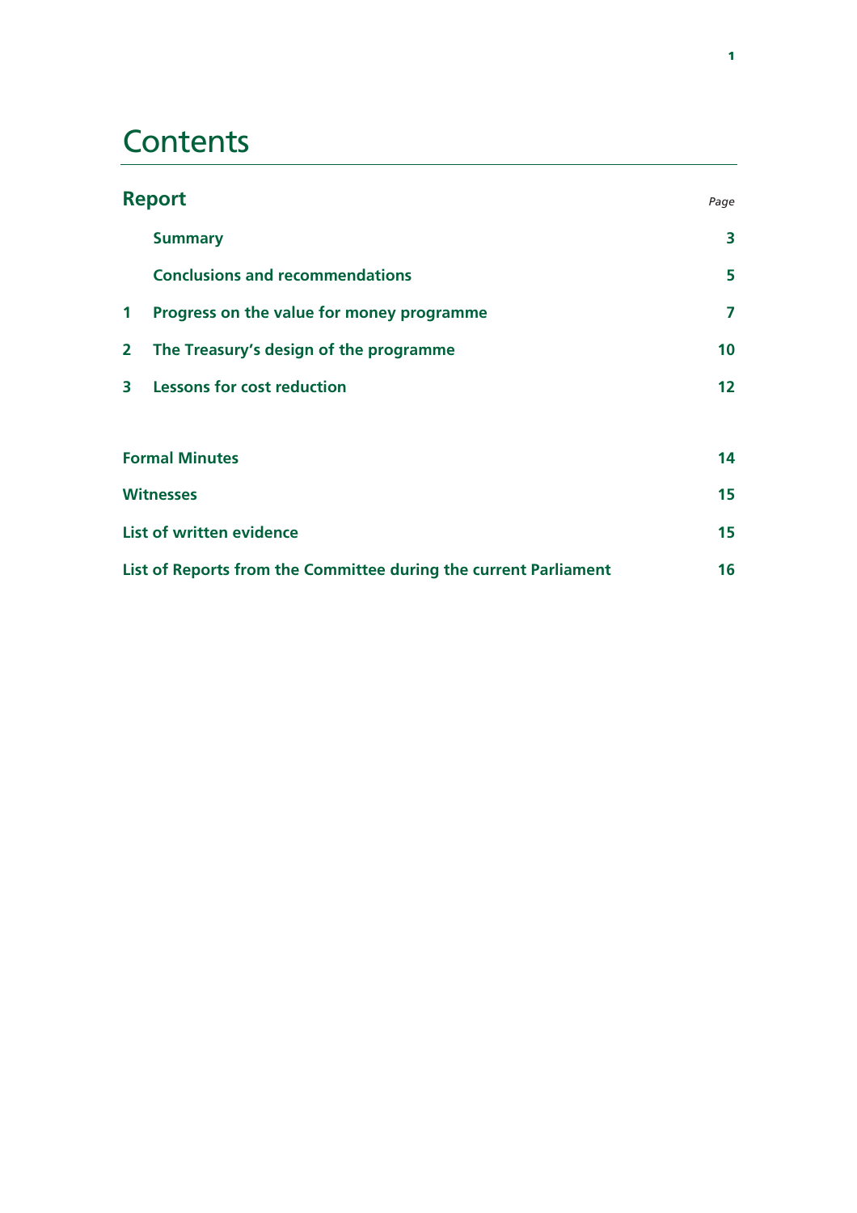# Contents

| Report | | Page |
|---|---|---|
| | **Summary** | **3** |
| | **Conclusions and recommendations** | **5** |
| **1** | **Progress on the value for money programme** | **7** |
| **2** | **The Treasury's design of the programme** | **10** |
| **3** | **Lessons for cost reduction** | **12** |
| **Formal Minutes** | | **14** |
| **Witnesses** | | **15** |
| **List of written evidence** | | **15** |
| **List of Reports from the Committee during the current Parliament** | | **16** |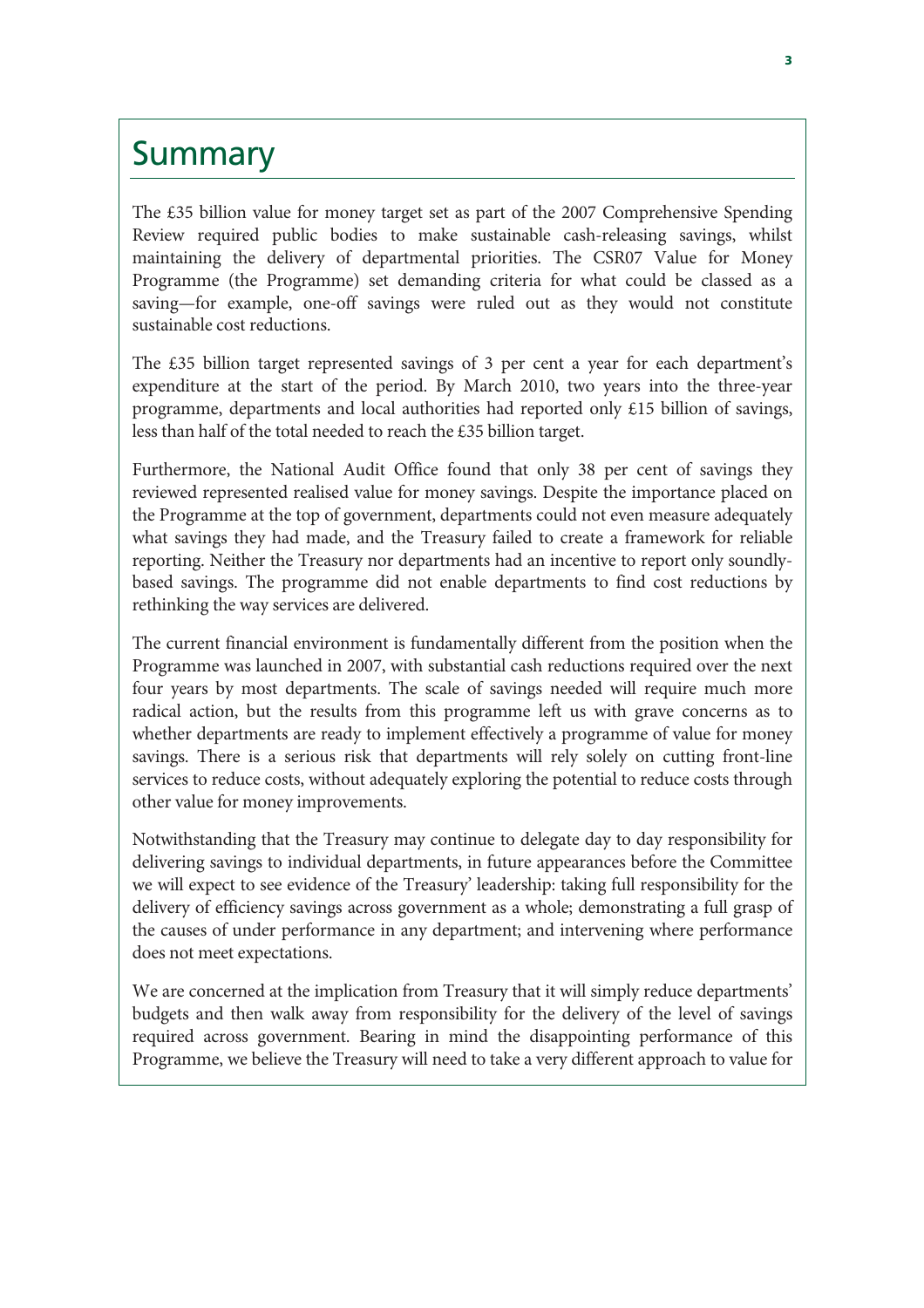## Summary

The £35 billion value for money target set as part of the 2007 Comprehensive Spending Review required public bodies to make sustainable cash-releasing savings, whilst maintaining the delivery of departmental priorities. The CSR07 Value for Money Programme (the Programme) set demanding criteria for what could be classed as a saving—for example, one-off savings were ruled out as they would not constitute sustainable cost reductions.

The £35 billion target represented savings of 3 per cent a year for each department's expenditure at the start of the period. By March 2010, two years into the three-year programme, departments and local authorities had reported only £15 billion of savings, less than half of the total needed to reach the £35 billion target.

Furthermore, the National Audit Office found that only 38 per cent of savings they reviewed represented realised value for money savings. Despite the importance placed on the Programme at the top of government, departments could not even measure adequately what savings they had made, and the Treasury failed to create a framework for reliable reporting. Neither the Treasury nor departments had an incentive to report only soundly-based savings. The programme did not enable departments to find cost reductions by rethinking the way services are delivered.

The current financial environment is fundamentally different from the position when the Programme was launched in 2007, with substantial cash reductions required over the next four years by most departments. The scale of savings needed will require much more radical action, but the results from this programme left us with grave concerns as to whether departments are ready to implement effectively a programme of value for money savings. There is a serious risk that departments will rely solely on cutting front-line services to reduce costs, without adequately exploring the potential to reduce costs through other value for money improvements.

Notwithstanding that the Treasury may continue to delegate day to day responsibility for delivering savings to individual departments, in future appearances before the Committee we will expect to see evidence of the Treasury' leadership: taking full responsibility for the delivery of efficiency savings across government as a whole; demonstrating a full grasp of the causes of under performance in any department; and intervening where performance does not meet expectations.

We are concerned at the implication from Treasury that it will simply reduce departments' budgets and then walk away from responsibility for the delivery of the level of savings required across government. Bearing in mind the disappointing performance of this Programme, we believe the Treasury will need to take a very different approach to value for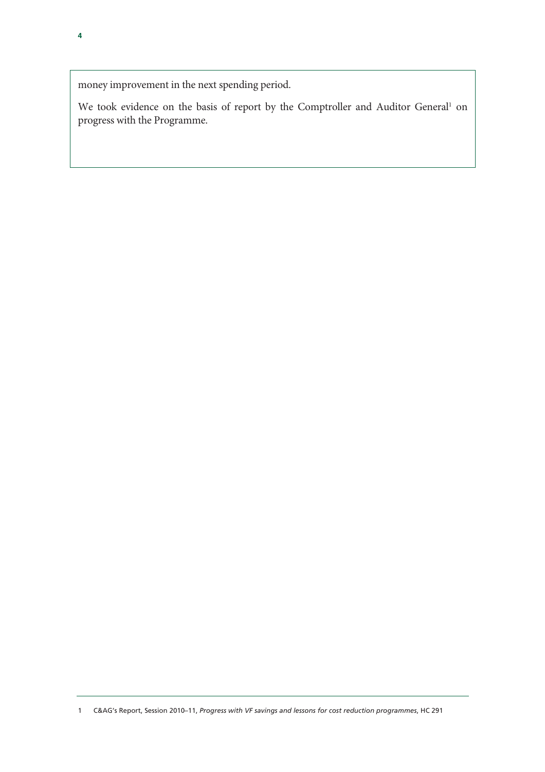money improvement in the next spending period.

We took evidence on the basis of report by the Comptroller and Auditor General[1] on progress with the Programme.

1 C&AG's Report, Session 2010–11, *Progress with VF savings and lessons for cost reduction programmes*, HC 291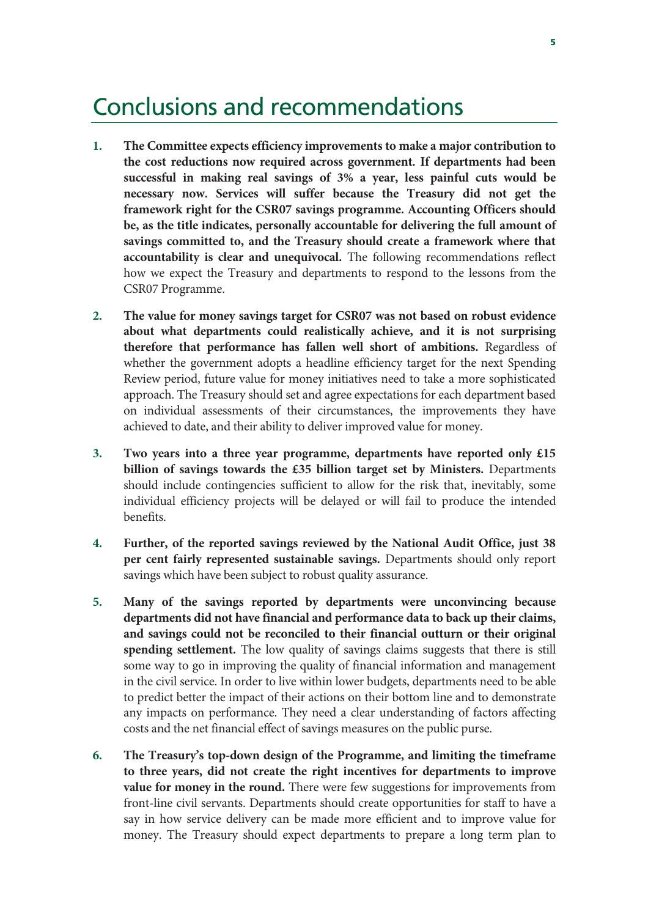# Conclusions and recommendations

1. **The Committee expects efficiency improvements to make a major contribution to the cost reductions now required across government. If departments had been successful in making real savings of 3% a year, less painful cuts would be necessary now. Services will suffer because the Treasury did not get the framework right for the CSR07 savings programme. Accounting Officers should be, as the title indicates, personally accountable for delivering the full amount of savings committed to, and the Treasury should create a framework where that accountability is clear and unequivocal.** The following recommendations reflect how we expect the Treasury and departments to respond to the lessons from the CSR07 Programme.

2. **The value for money savings target for CSR07 was not based on robust evidence about what departments could realistically achieve, and it is not surprising therefore that performance has fallen well short of ambitions.** Regardless of whether the government adopts a headline efficiency target for the next Spending Review period, future value for money initiatives need to take a more sophisticated approach. The Treasury should set and agree expectations for each department based on individual assessments of their circumstances, the improvements they have achieved to date, and their ability to deliver improved value for money.

3. **Two years into a three year programme, departments have reported only £15 billion of savings towards the £35 billion target set by Ministers.** Departments should include contingencies sufficient to allow for the risk that, inevitably, some individual efficiency projects will be delayed or will fail to produce the intended benefits.

4. **Further, of the reported savings reviewed by the National Audit Office, just 38 per cent fairly represented sustainable savings.** Departments should only report savings which have been subject to robust quality assurance.

5. **Many of the savings reported by departments were unconvincing because departments did not have financial and performance data to back up their claims, and savings could not be reconciled to their financial outturn or their original spending settlement.** The low quality of savings claims suggests that there is still some way to go in improving the quality of financial information and management in the civil service. In order to live within lower budgets, departments need to be able to predict better the impact of their actions on their bottom line and to demonstrate any impacts on performance. They need a clear understanding of factors affecting costs and the net financial effect of savings measures on the public purse.

6. **The Treasury's top-down design of the Programme, and limiting the timeframe to three years, did not create the right incentives for departments to improve value for money in the round.** There were few suggestions for improvements from front-line civil servants. Departments should create opportunities for staff to have a say in how service delivery can be made more efficient and to improve value for money. The Treasury should expect departments to prepare a long term plan to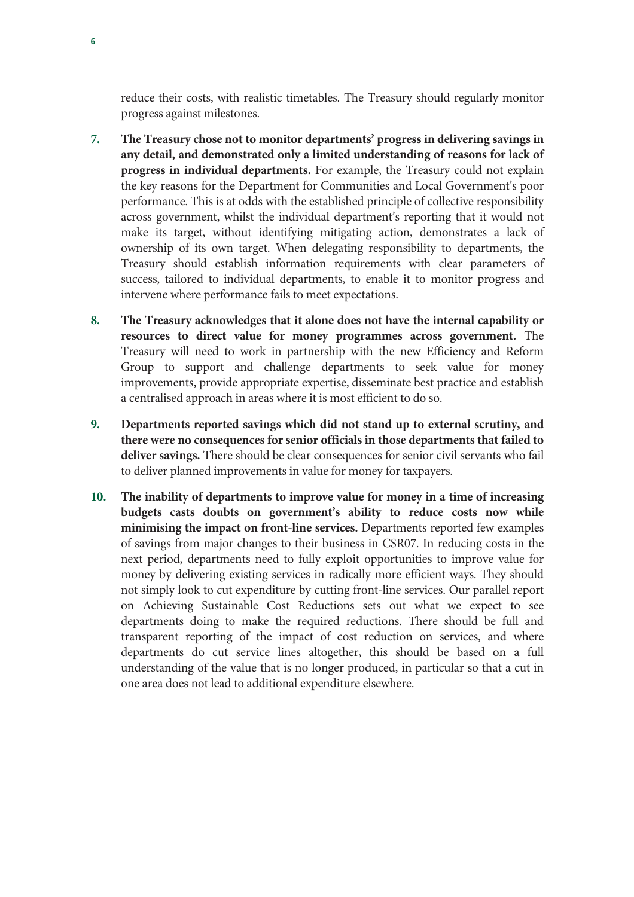reduce their costs, with realistic timetables. The Treasury should regularly monitor progress against milestones.

7. **The Treasury chose not to monitor departments' progress in delivering savings in any detail, and demonstrated only a limited understanding of reasons for lack of progress in individual departments.** For example, the Treasury could not explain the key reasons for the Department for Communities and Local Government's poor performance. This is at odds with the established principle of collective responsibility across government, whilst the individual department's reporting that it would not make its target, without identifying mitigating action, demonstrates a lack of ownership of its own target. When delegating responsibility to departments, the Treasury should establish information requirements with clear parameters of success, tailored to individual departments, to enable it to monitor progress and intervene where performance fails to meet expectations.

8. **The Treasury acknowledges that it alone does not have the internal capability or resources to direct value for money programmes across government.** The Treasury will need to work in partnership with the new Efficiency and Reform Group to support and challenge departments to seek value for money improvements, provide appropriate expertise, disseminate best practice and establish a centralised approach in areas where it is most efficient to do so.

9. **Departments reported savings which did not stand up to external scrutiny, and there were no consequences for senior officials in those departments that failed to deliver savings.** There should be clear consequences for senior civil servants who fail to deliver planned improvements in value for money for taxpayers.

10. **The inability of departments to improve value for money in a time of increasing budgets casts doubts on government's ability to reduce costs now while minimising the impact on front-line services.** Departments reported few examples of savings from major changes to their business in CSR07. In reducing costs in the next period, departments need to fully exploit opportunities to improve value for money by delivering existing services in radically more efficient ways. They should not simply look to cut expenditure by cutting front-line services. Our parallel report on Achieving Sustainable Cost Reductions sets out what we expect to see departments doing to make the required reductions. There should be full and transparent reporting of the impact of cost reduction on services, and where departments do cut service lines altogether, this should be based on a full understanding of the value that is no longer produced, in particular so that a cut in one area does not lead to additional expenditure elsewhere.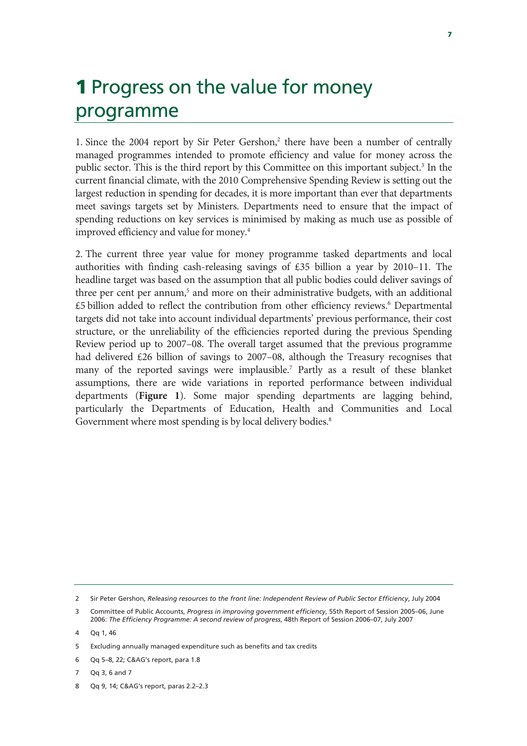# 1 Progress on the value for money programme

1. Since the 2004 report by Sir Peter Gershon,[2] there have been a number of centrally managed programmes intended to promote efficiency and value for money across the public sector. This is the third report by this Committee on this important subject.[3] In the current financial climate, with the 2010 Comprehensive Spending Review is setting out the largest reduction in spending for decades, it is more important than ever that departments meet savings targets set by Ministers. Departments need to ensure that the impact of spending reductions on key services is minimised by making as much use as possible of improved efficiency and value for money.[4]

2. The current three year value for money programme tasked departments and local authorities with finding cash-releasing savings of £35 billion a year by 2010–11. The headline target was based on the assumption that all public bodies could deliver savings of three per cent per annum,[5] and more on their administrative budgets, with an additional £5 billion added to reflect the contribution from other efficiency reviews.[6] Departmental targets did not take into account individual departments' previous performance, their cost structure, or the unreliability of the efficiencies reported during the previous Spending Review period up to 2007–08. The overall target assumed that the previous programme had delivered £26 billion of savings to 2007–08, although the Treasury recognises that many of the reported savings were implausible.[7] Partly as a result of these blanket assumptions, there are wide variations in reported performance between individual departments (**Figure 1**). Some major spending departments are lagging behind, particularly the Departments of Education, Health and Communities and Local Government where most spending is by local delivery bodies.[8]

---

2 Sir Peter Gershon, *Releasing resources to the front line: Independent Review of Public Sector Efficiency*, July 2004

3 Committee of Public Accounts, *Progress in improving government efficiency*, 55th Report of Session 2005–06, June 2006: *The Efficiency Programme: A second review of progress*, 48th Report of Session 2006–07, July 2007

4 Qq 1, 46

5 Excluding annually managed expenditure such as benefits and tax credits

6 Qq 5–8, 22; C&AG's report, para 1.8

7 Qq 3, 6 and 7

8 Qq 9, 14; C&AG's report, paras 2.2–2.3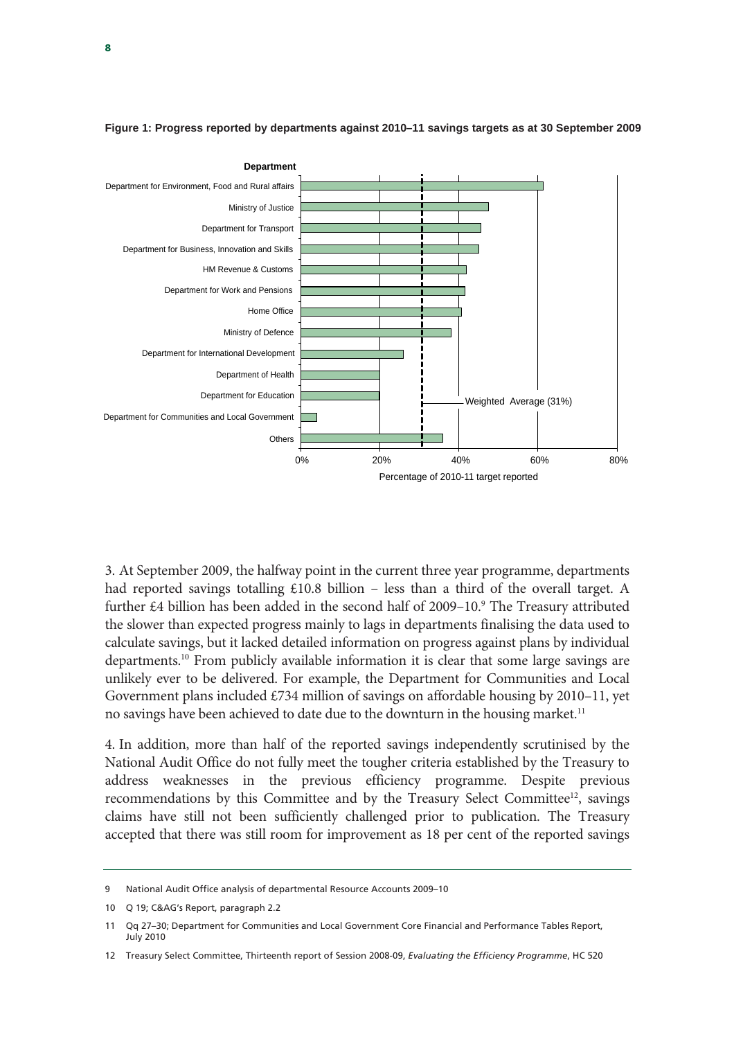**Figure 1: Progress reported by departments against 2010–11 savings targets as at 30 September 2009**

| Department | Percentage of 2010-11 target reported |
|---|---|
| Department for Environment, Food and Rural affairs | ~61% |
| Ministry of Justice | ~47% |
| Department for Transport | ~45% |
| Department for Business, Innovation and Skills | ~45% |
| HM Revenue & Customs | ~42% |
| Department for Work and Pensions | ~41% |
| Home Office | ~41% |
| Ministry of Defence | ~38% |
| Department for International Development | ~26% |
| Department of Health | ~20% |
| Department for Education | ~20% |
| Department for Communities and Local Government | ~4% |
| Others | ~36% |

Weighted Average (31%)

3. At September 2009, the halfway point in the current three year programme, departments had reported savings totalling £10.8 billion – less than a third of the overall target. A further £4 billion has been added in the second half of 2009–10.[9] The Treasury attributed the slower than expected progress mainly to lags in departments finalising the data used to calculate savings, but it lacked detailed information on progress against plans by individual departments.[10] From publicly available information it is clear that some large savings are unlikely ever to be delivered. For example, the Department for Communities and Local Government plans included £734 million of savings on affordable housing by 2010–11, yet no savings have been achieved to date due to the downturn in the housing market.[11]

4. In addition, more than half of the reported savings independently scrutinised by the National Audit Office do not fully meet the tougher criteria established by the Treasury to address weaknesses in the previous efficiency programme. Despite previous recommendations by this Committee and by the Treasury Select Committee[12], savings claims have still not been sufficiently challenged prior to publication. The Treasury accepted that there was still room for improvement as 18 per cent of the reported savings

9 National Audit Office analysis of departmental Resource Accounts 2009–10

10 Q 19; C&AG's Report, paragraph 2.2

11 Qq 27–30; Department for Communities and Local Government Core Financial and Performance Tables Report, July 2010

12 Treasury Select Committee, Thirteenth report of Session 2008-09, *Evaluating the Efficiency Programme*, HC 520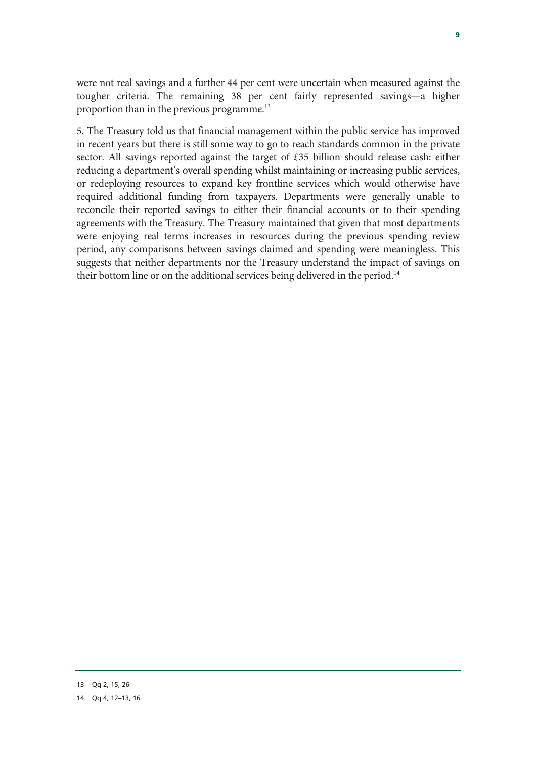were not real savings and a further 44 per cent were uncertain when measured against the tougher criteria. The remaining 38 per cent fairly represented savings—a higher proportion than in the previous programme.[13]

5. The Treasury told us that financial management within the public service has improved in recent years but there is still some way to go to reach standards common in the private sector. All savings reported against the target of £35 billion should release cash: either reducing a department's overall spending whilst maintaining or increasing public services, or redeploying resources to expand key frontline services which would otherwise have required additional funding from taxpayers. Departments were generally unable to reconcile their reported savings to either their financial accounts or to their spending agreements with the Treasury. The Treasury maintained that given that most departments were enjoying real terms increases in resources during the previous spending review period, any comparisons between savings claimed and spending were meaningless. This suggests that neither departments nor the Treasury understand the impact of savings on their bottom line or on the additional services being delivered in the period.[14]

13 Qq 2, 15, 26

14 Qq 4, 12–13, 16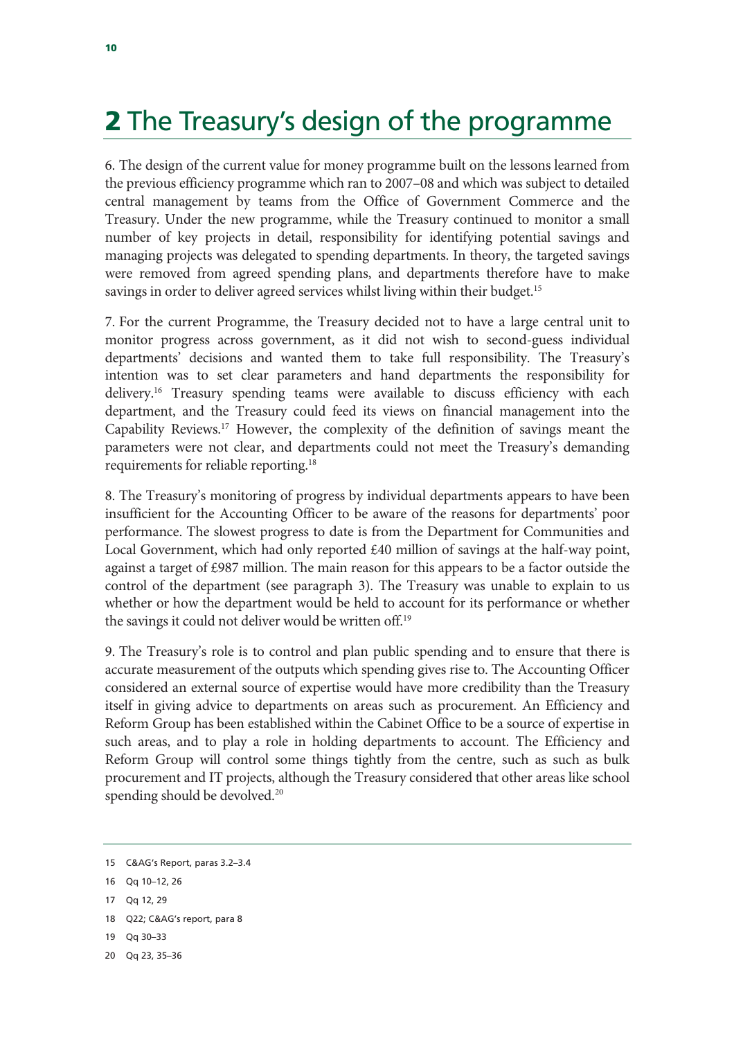# 2 The Treasury's design of the programme

6. The design of the current value for money programme built on the lessons learned from the previous efficiency programme which ran to 2007–08 and which was subject to detailed central management by teams from the Office of Government Commerce and the Treasury. Under the new programme, while the Treasury continued to monitor a small number of key projects in detail, responsibility for identifying potential savings and managing projects was delegated to spending departments. In theory, the targeted savings were removed from agreed spending plans, and departments therefore have to make savings in order to deliver agreed services whilst living within their budget.[15]

7. For the current Programme, the Treasury decided not to have a large central unit to monitor progress across government, as it did not wish to second-guess individual departments' decisions and wanted them to take full responsibility. The Treasury's intention was to set clear parameters and hand departments the responsibility for delivery.[16] Treasury spending teams were available to discuss efficiency with each department, and the Treasury could feed its views on financial management into the Capability Reviews.[17] However, the complexity of the definition of savings meant the parameters were not clear, and departments could not meet the Treasury's demanding requirements for reliable reporting.[18]

8. The Treasury's monitoring of progress by individual departments appears to have been insufficient for the Accounting Officer to be aware of the reasons for departments' poor performance. The slowest progress to date is from the Department for Communities and Local Government, which had only reported £40 million of savings at the half-way point, against a target of £987 million. The main reason for this appears to be a factor outside the control of the department (see paragraph 3). The Treasury was unable to explain to us whether or how the department would be held to account for its performance or whether the savings it could not deliver would be written off.[19]

9. The Treasury's role is to control and plan public spending and to ensure that there is accurate measurement of the outputs which spending gives rise to. The Accounting Officer considered an external source of expertise would have more credibility than the Treasury itself in giving advice to departments on areas such as procurement. An Efficiency and Reform Group has been established within the Cabinet Office to be a source of expertise in such areas, and to play a role in holding departments to account. The Efficiency and Reform Group will control some things tightly from the centre, such as such as bulk procurement and IT projects, although the Treasury considered that other areas like school spending should be devolved.[20]

---

15 C&AG's Report, paras 3.2–3.4

16 Qq 10–12, 26

17 Qq 12, 29

18 Q22; C&AG's report, para 8

19 Qq 30–33

20 Qq 23, 35–36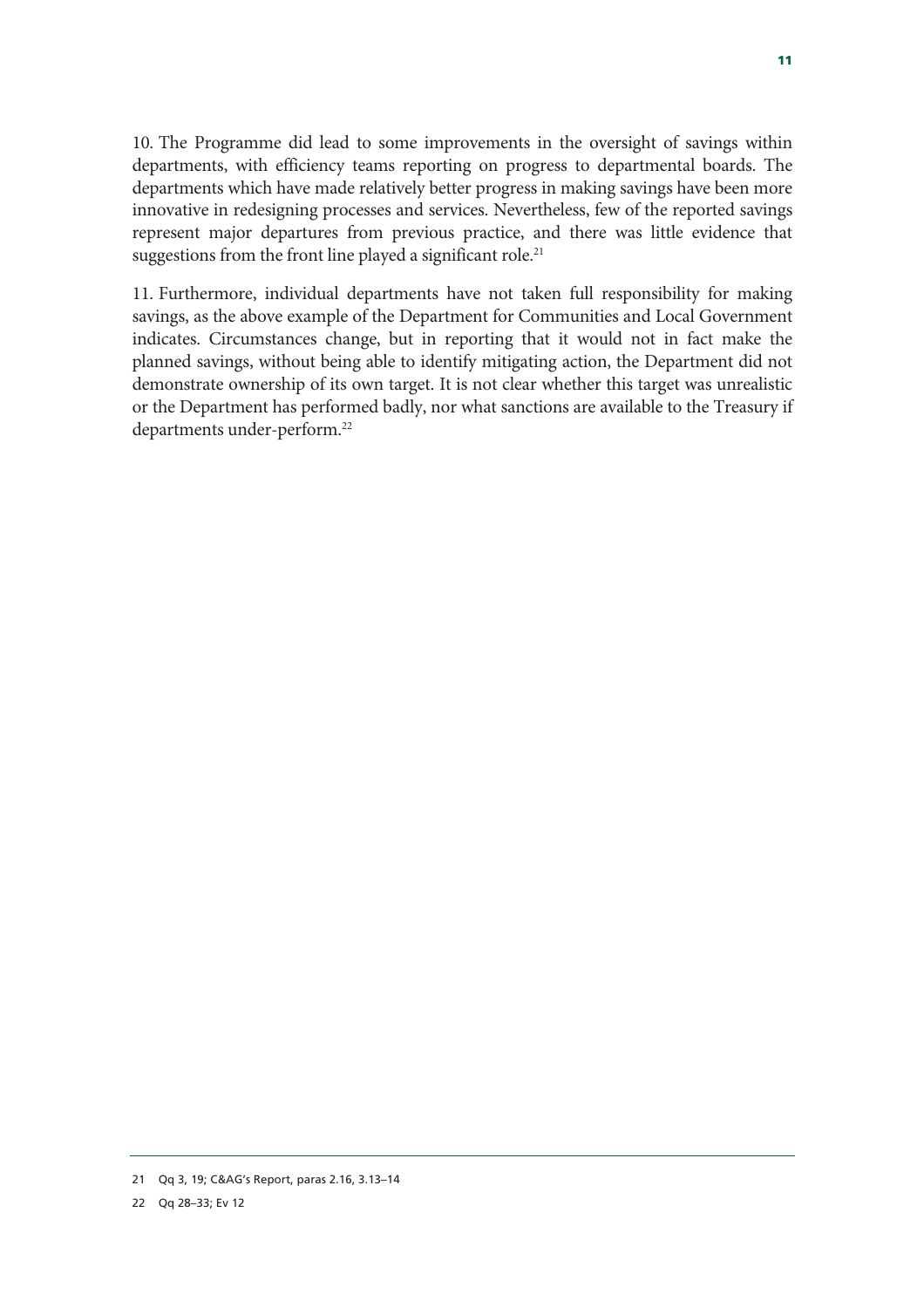10. The Programme did lead to some improvements in the oversight of savings within departments, with efficiency teams reporting on progress to departmental boards. The departments which have made relatively better progress in making savings have been more innovative in redesigning processes and services. Nevertheless, few of the reported savings represent major departures from previous practice, and there was little evidence that suggestions from the front line played a significant role.[21]

11. Furthermore, individual departments have not taken full responsibility for making savings, as the above example of the Department for Communities and Local Government indicates. Circumstances change, but in reporting that it would not in fact make the planned savings, without being able to identify mitigating action, the Department did not demonstrate ownership of its own target. It is not clear whether this target was unrealistic or the Department has performed badly, nor what sanctions are available to the Treasury if departments under-perform.[22]

---

21 Qq 3, 19; C&AG's Report, paras 2.16, 3.13–14

22 Qq 28–33; Ev 12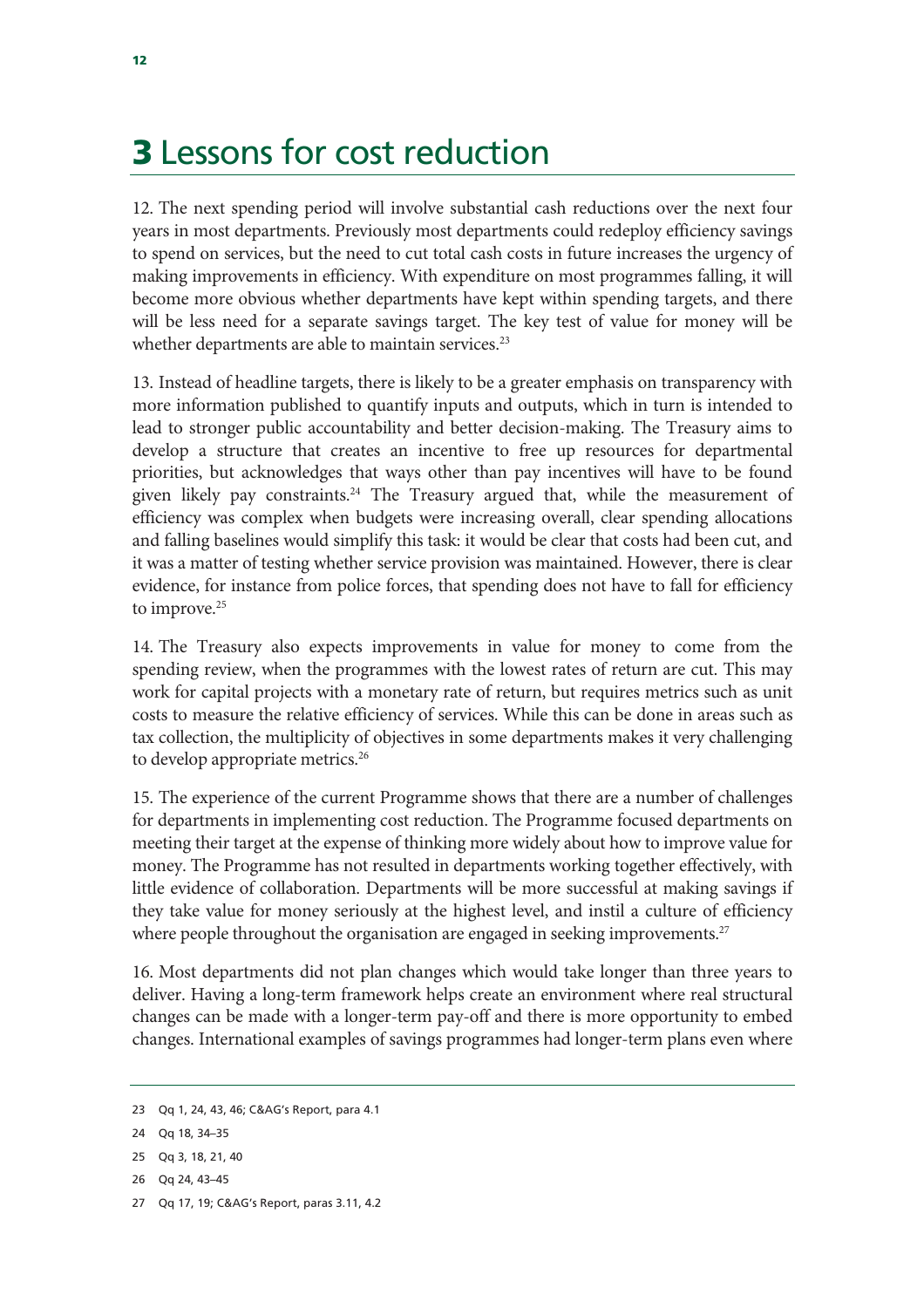# 3 Lessons for cost reduction

12. The next spending period will involve substantial cash reductions over the next four years in most departments. Previously most departments could redeploy efficiency savings to spend on services, but the need to cut total cash costs in future increases the urgency of making improvements in efficiency. With expenditure on most programmes falling, it will become more obvious whether departments have kept within spending targets, and there will be less need for a separate savings target. The key test of value for money will be whether departments are able to maintain services.[23]

13. Instead of headline targets, there is likely to be a greater emphasis on transparency with more information published to quantify inputs and outputs, which in turn is intended to lead to stronger public accountability and better decision-making. The Treasury aims to develop a structure that creates an incentive to free up resources for departmental priorities, but acknowledges that ways other than pay incentives will have to be found given likely pay constraints.[24] The Treasury argued that, while the measurement of efficiency was complex when budgets were increasing overall, clear spending allocations and falling baselines would simplify this task: it would be clear that costs had been cut, and it was a matter of testing whether service provision was maintained. However, there is clear evidence, for instance from police forces, that spending does not have to fall for efficiency to improve.[25]

14. The Treasury also expects improvements in value for money to come from the spending review, when the programmes with the lowest rates of return are cut. This may work for capital projects with a monetary rate of return, but requires metrics such as unit costs to measure the relative efficiency of services. While this can be done in areas such as tax collection, the multiplicity of objectives in some departments makes it very challenging to develop appropriate metrics.[26]

15. The experience of the current Programme shows that there are a number of challenges for departments in implementing cost reduction. The Programme focused departments on meeting their target at the expense of thinking more widely about how to improve value for money. The Programme has not resulted in departments working together effectively, with little evidence of collaboration. Departments will be more successful at making savings if they take value for money seriously at the highest level, and instil a culture of efficiency where people throughout the organisation are engaged in seeking improvements.[27]

16. Most departments did not plan changes which would take longer than three years to deliver. Having a long-term framework helps create an environment where real structural changes can be made with a longer-term pay-off and there is more opportunity to embed changes. International examples of savings programmes had longer-term plans even where

---

23 Qq 1, 24, 43, 46; C&AG's Report, para 4.1

24 Qq 18, 34–35

25 Qq 3, 18, 21, 40

26 Qq 24, 43–45

27 Qq 17, 19; C&AG's Report, paras 3.11, 4.2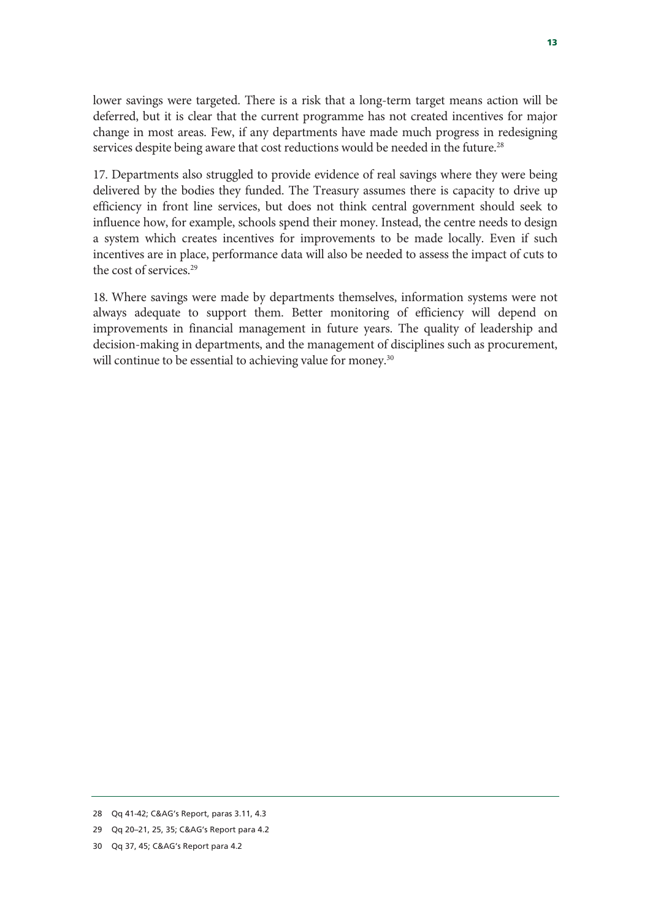lower savings were targeted. There is a risk that a long-term target means action will be deferred, but it is clear that the current programme has not created incentives for major change in most areas. Few, if any departments have made much progress in redesigning services despite being aware that cost reductions would be needed in the future.[28]

17. Departments also struggled to provide evidence of real savings where they were being delivered by the bodies they funded. The Treasury assumes there is capacity to drive up efficiency in front line services, but does not think central government should seek to influence how, for example, schools spend their money. Instead, the centre needs to design a system which creates incentives for improvements to be made locally. Even if such incentives are in place, performance data will also be needed to assess the impact of cuts to the cost of services.[29]

18. Where savings were made by departments themselves, information systems were not always adequate to support them. Better monitoring of efficiency will depend on improvements in financial management in future years. The quality of leadership and decision-making in departments, and the management of disciplines such as procurement, will continue to be essential to achieving value for money.[30]

---

28 Qq 41-42; C&AG's Report, paras 3.11, 4.3

29 Qq 20–21, 25, 35; C&AG's Report para 4.2

30 Qq 37, 45; C&AG's Report para 4.2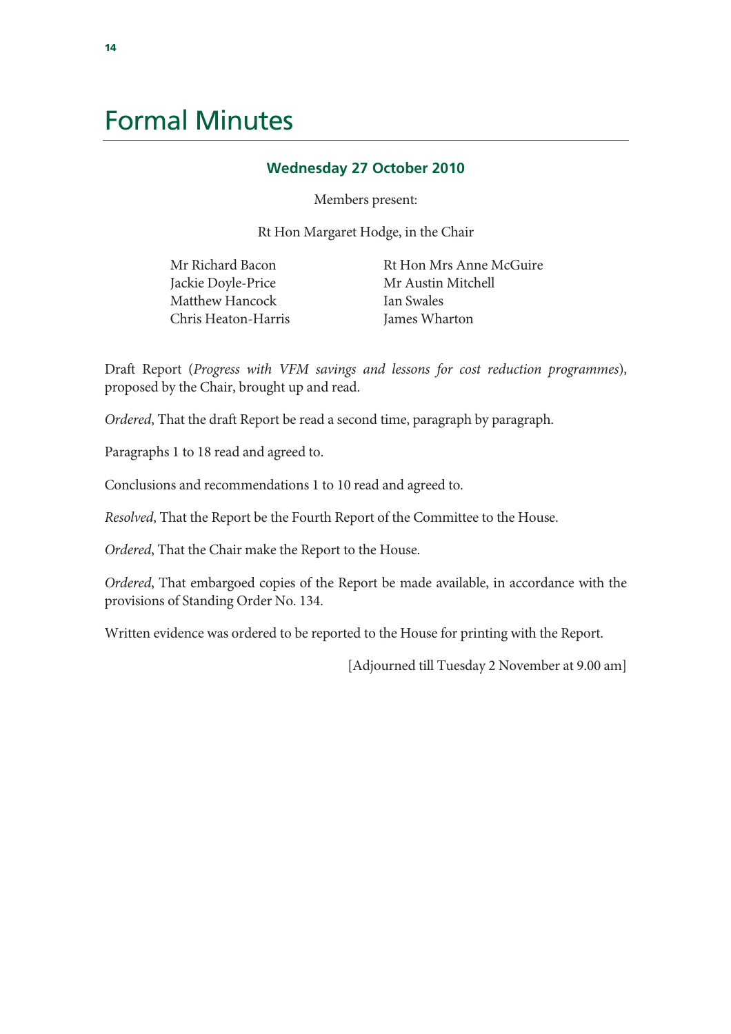# Formal Minutes

## Wednesday 27 October 2010

Members present:

Rt Hon Margaret Hodge, in the Chair

Mr Richard Bacon
Jackie Doyle-Price
Matthew Hancock
Chris Heaton-Harris
Rt Hon Mrs Anne McGuire
Mr Austin Mitchell
Ian Swales
James Wharton

Draft Report (*Progress with VFM savings and lessons for cost reduction programmes*), proposed by the Chair, brought up and read.

*Ordered*, That the draft Report be read a second time, paragraph by paragraph.

Paragraphs 1 to 18 read and agreed to.

Conclusions and recommendations 1 to 10 read and agreed to.

*Resolved*, That the Report be the Fourth Report of the Committee to the House.

*Ordered*, That the Chair make the Report to the House.

*Ordered*, That embargoed copies of the Report be made available, in accordance with the provisions of Standing Order No. 134.

Written evidence was ordered to be reported to the House for printing with the Report.

[Adjourned till Tuesday 2 November at 9.00 am]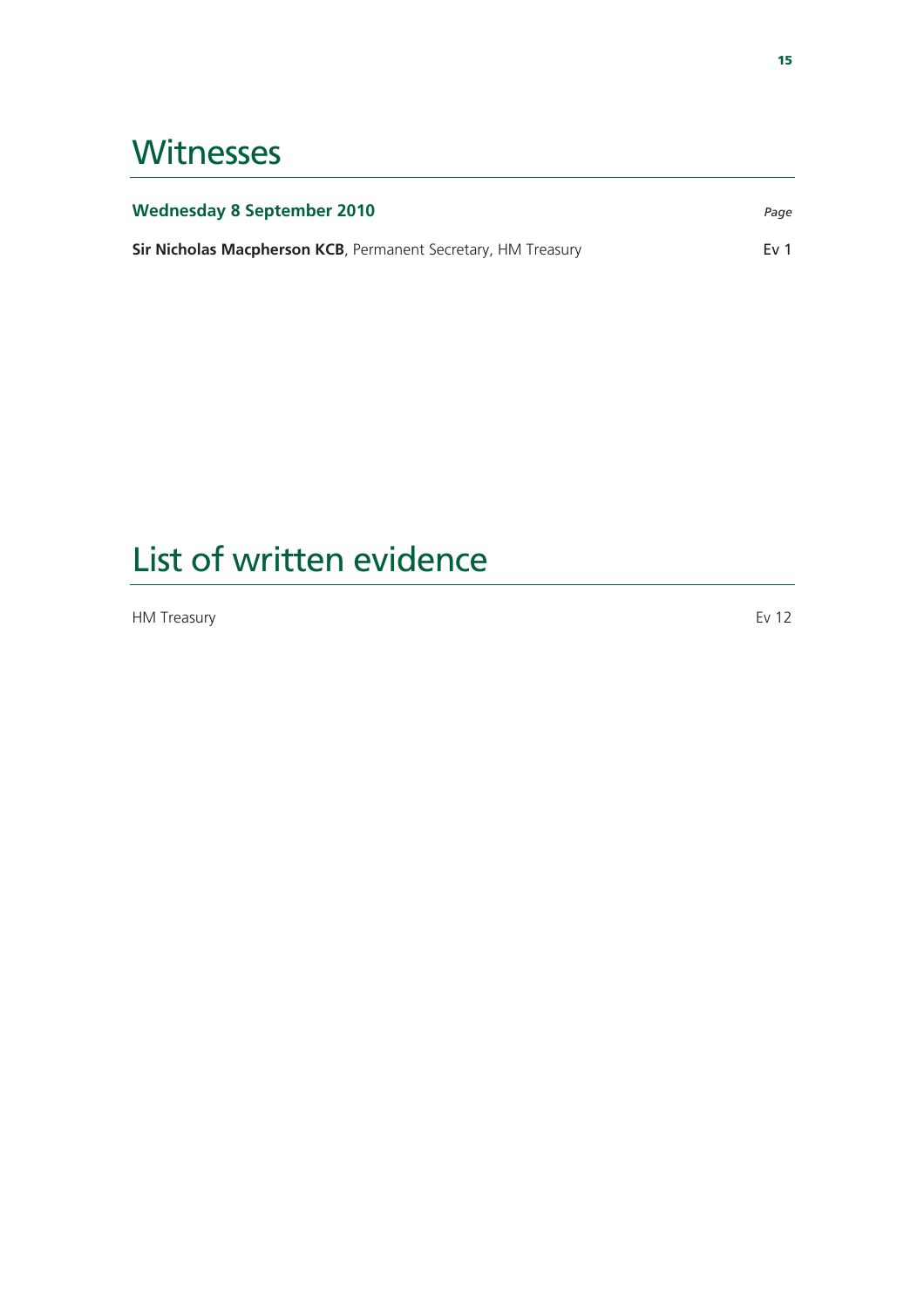# Witnesses

| **Wednesday 8 September 2010** | *Page* |
|---|---|
| **Sir Nicholas Macpherson KCB**, Permanent Secretary, HM Treasury | Ev 1 |

# List of written evidence

| | |
|---|---|
| HM Treasury | Ev 12 |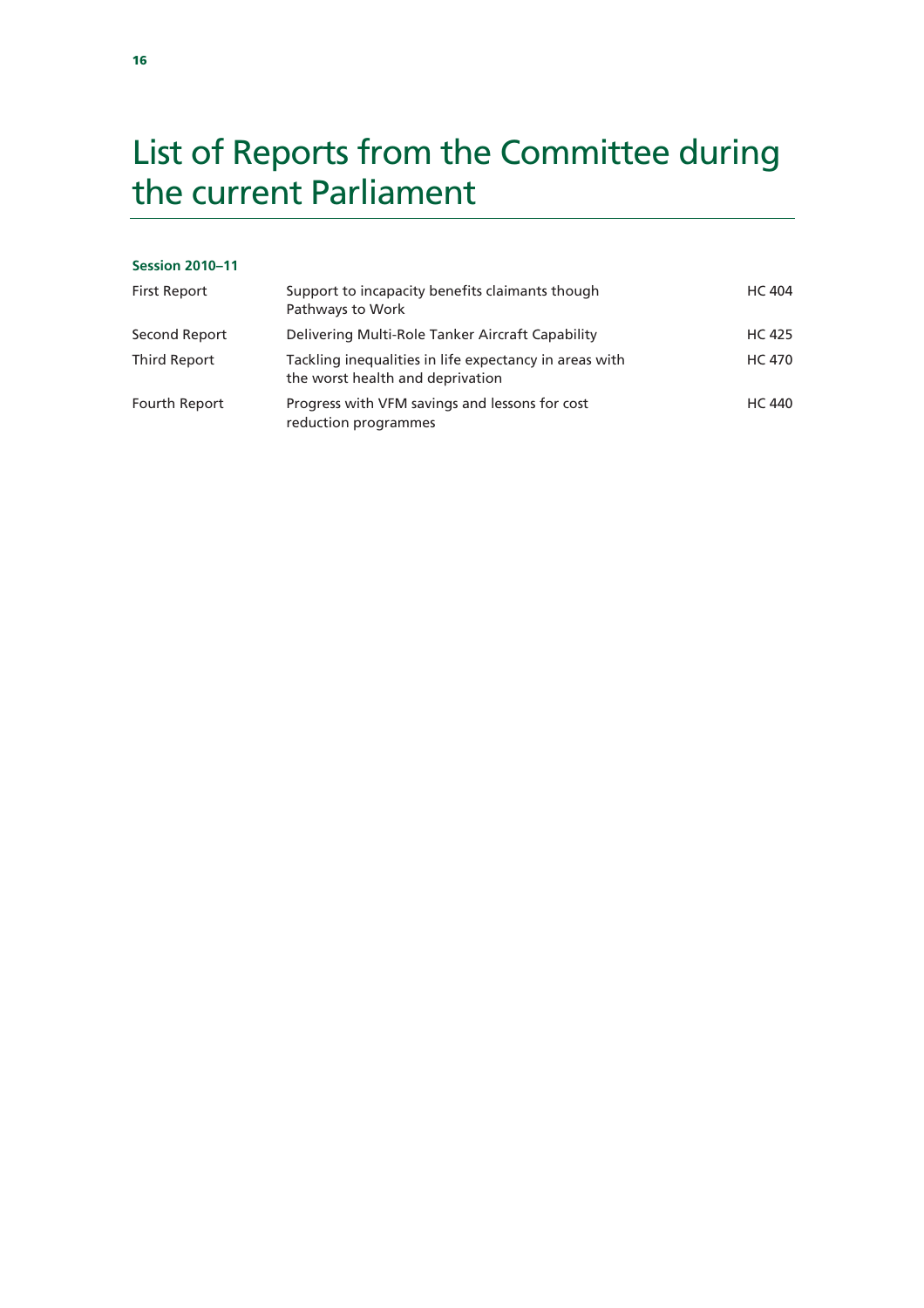# List of Reports from the Committee during the current Parliament

**Session 2010–11**

| | | |
|---|---|---|
| First Report | Support to incapacity benefits claimants though Pathways to Work | HC 404 |
| Second Report | Delivering Multi-Role Tanker Aircraft Capability | HC 425 |
| Third Report | Tackling inequalities in life expectancy in areas with the worst health and deprivation | HC 470 |
| Fourth Report | Progress with VFM savings and lessons for cost reduction programmes | HC 440 |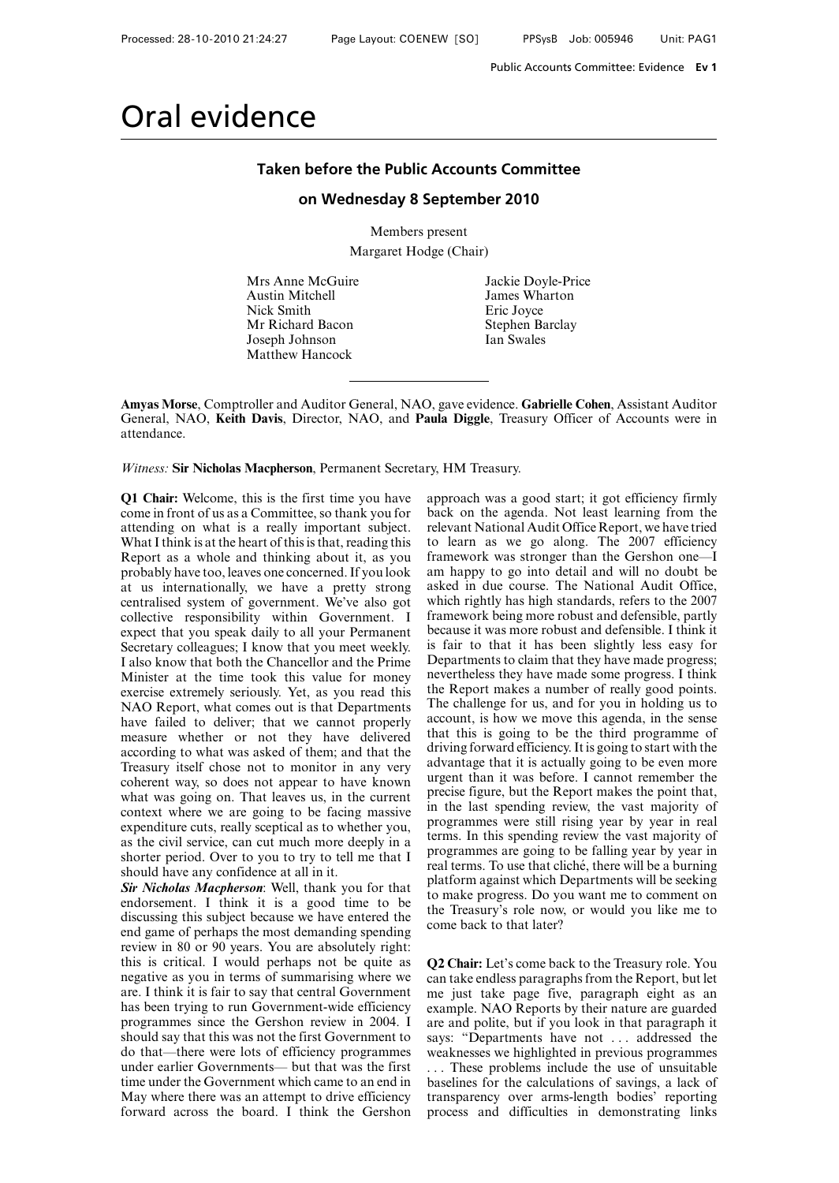# Oral evidence

## Taken before the Public Accounts Committee

## on Wednesday 8 September 2010

Members present

Margaret Hodge (Chair)

Mrs Anne McGuire
Austin Mitchell
Nick Smith
Mr Richard Bacon
Joseph Johnson
Matthew Hancock
Jackie Doyle-Price
James Wharton
Eric Joyce
Stephen Barclay
Ian Swales

---

**Amyas Morse**, Comptroller and Auditor General, NAO, gave evidence. **Gabrielle Cohen**, Assistant Auditor General, NAO, **Keith Davis**, Director, NAO, and **Paula Diggle**, Treasury Officer of Accounts were in attendance.

*Witness:* **Sir Nicholas Macpherson**, Permanent Secretary, HM Treasury.

**Q1 Chair:** Welcome, this is the first time you have come in front of us as a Committee, so thank you for attending on what is a really important subject. What I think is at the heart of this is that, reading this Report as a whole and thinking about it, as you probably have too, leaves one concerned. If you look at us internationally, we have a pretty strong centralised system of government. We've also got collective responsibility within Government. I expect that you speak daily to all your Permanent Secretary colleagues; I know that you meet weekly. I also know that both the Chancellor and the Prime Minister at the time took this value for money exercise extremely seriously. Yet, as you read this NAO Report, what comes out is that Departments have failed to deliver; that we cannot properly measure whether or not they have delivered according to what was asked of them; and that the Treasury itself chose not to monitor in any very coherent way, so does not appear to have known what was going on. That leaves us, in the current context where we are going to be facing massive expenditure cuts, really sceptical as to whether you, as the civil service, can cut much more deeply in a shorter period. Over to you to try to tell me that I should have any confidence at all in it.

***Sir Nicholas Macpherson***: Well, thank you for that endorsement. I think it is a good time to be discussing this subject because we have entered the end game of perhaps the most demanding spending review in 80 or 90 years. You are absolutely right: this is critical. I would perhaps not be quite as negative as you in terms of summarising where we are. I think it is fair to say that central Government has been trying to run Government-wide efficiency programmes since the Gershon review in 2004. I should say that this was not the first Government to do that—there were lots of efficiency programmes under earlier Governments— but that was the first time under the Government which came to an end in May where there was an attempt to drive efficiency forward across the board. I think the Gershon approach was a good start; it got efficiency firmly back on the agenda. Not least learning from the relevant National Audit Office Report, we have tried to learn as we go along. The 2007 efficiency framework was stronger than the Gershon one—I am happy to go into detail and will no doubt be asked in due course. The National Audit Office, which rightly has high standards, refers to the 2007 framework being more robust and defensible, partly because it was more robust and defensible. I think it is fair to that it has been slightly less easy for Departments to claim that they have made progress; nevertheless they have made some progress. I think the Report makes a number of really good points. The challenge for us, and for you in holding us to account, is how we move this agenda, in the sense that this is going to be the third programme of driving forward efficiency. It is going to start with the advantage that it is actually going to be even more urgent than it was before. I cannot remember the precise figure, but the Report makes the point that, in the last spending review, the vast majority of programmes were still rising year by year in real terms. In this spending review the vast majority of programmes are going to be falling year by year in real terms. To use that cliché, there will be a burning platform against which Departments will be seeking to make progress. Do you want me to comment on the Treasury's role now, or would you like me to come back to that later?

**Q2 Chair:** Let's come back to the Treasury role. You can take endless paragraphs from the Report, but let me just take page five, paragraph eight as an example. NAO Reports by their nature are guarded and polite, but if you look in that paragraph it says: "Departments have not . . . addressed the weaknesses we highlighted in previous programmes . . . These problems include the use of unsuitable baselines for the calculations of savings, a lack of transparency over arms-length bodies' reporting process and difficulties in demonstrating links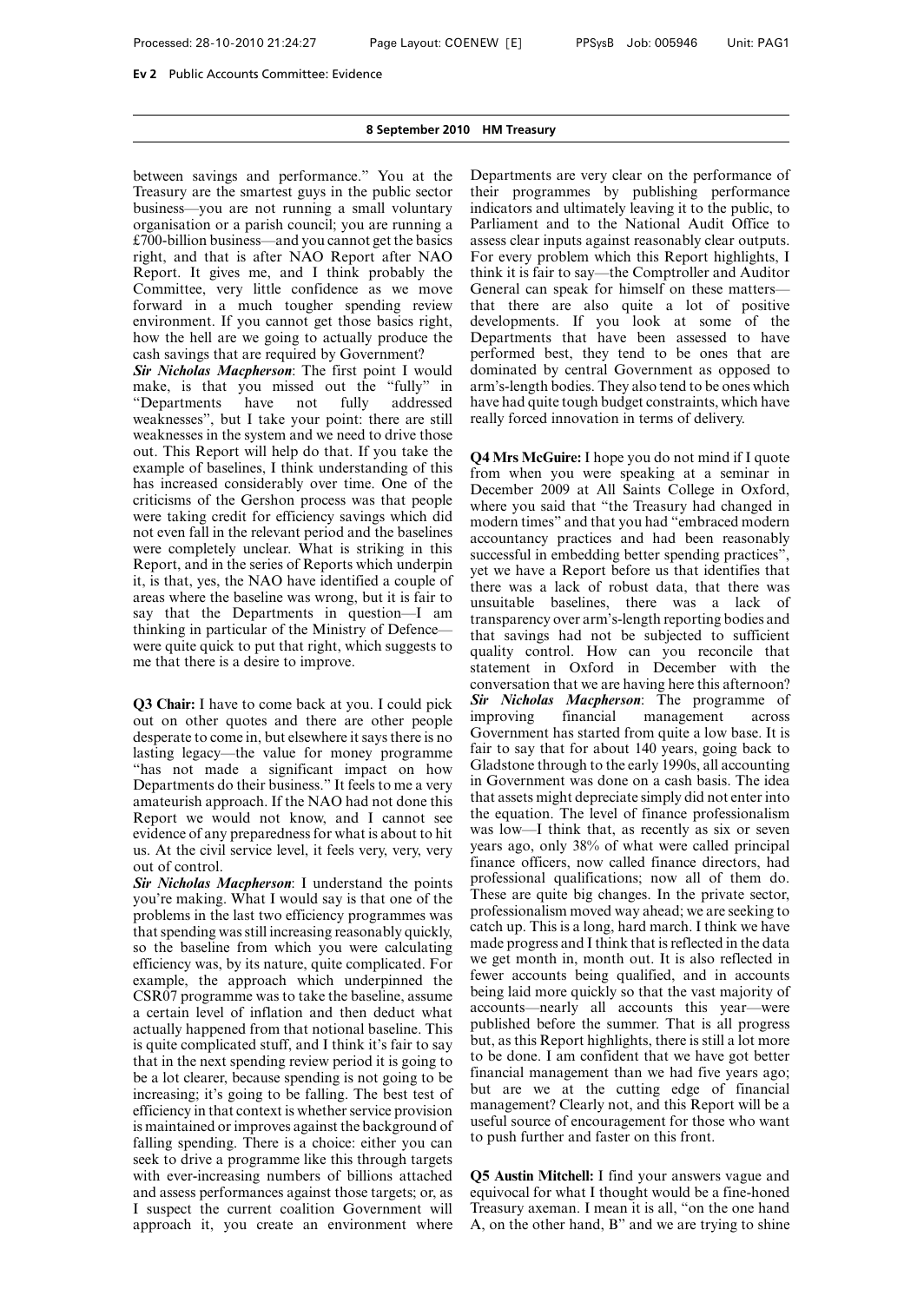between savings and performance." You at the Treasury are the smartest guys in the public sector business—you are not running a small voluntary organisation or a parish council; you are running a £700-billion business—and you cannot get the basics right, and that is after NAO Report after NAO Report. It gives me, and I think probably the Committee, very little confidence as we move forward in a much tougher spending review environment. If you cannot get those basics right, how the hell are we going to actually produce the cash savings that are required by Government?

***Sir Nicholas Macpherson***: The first point I would make, is that you missed out the "fully" in "Departments have not fully addressed weaknesses", but I take your point: there are still weaknesses in the system and we need to drive those out. This Report will help do that. If you take the example of baselines, I think understanding of this has increased considerably over time. One of the criticisms of the Gershon process was that people were taking credit for efficiency savings which did not even fall in the relevant period and the baselines were completely unclear. What is striking in this Report, and in the series of Reports which underpin it, is that, yes, the NAO have identified a couple of areas where the baseline was wrong, but it is fair to say that the Departments in question—I am thinking in particular of the Ministry of Defence—were quite quick to put that right, which suggests to me that there is a desire to improve.

**Q3 Chair:** I have to come back at you. I could pick out on other quotes and there are other people desperate to come in, but elsewhere it says there is no lasting legacy—the value for money programme "has not made a significant impact on how Departments do their business." It feels to me a very amateurish approach. If the NAO had not done this Report we would not know, and I cannot see evidence of any preparedness for what is about to hit us. At the civil service level, it feels very, very, very out of control.

***Sir Nicholas Macpherson***: I understand the points you're making. What I would say is that one of the problems in the last two efficiency programmes was that spending was still increasing reasonably quickly, so the baseline from which you were calculating efficiency was, by its nature, quite complicated. For example, the approach which underpinned the CSR07 programme was to take the baseline, assume a certain level of inflation and then deduct what actually happened from that notional baseline. This is quite complicated stuff, and I think it's fair to say that in the next spending review period it is going to be a lot clearer, because spending is not going to be increasing; it's going to be falling. The best test of efficiency in that context is whether service provision is maintained or improves against the background of falling spending. There is a choice: either you can seek to drive a programme like this through targets with ever-increasing numbers of billions attached and assess performances against those targets; or, as I suspect the current coalition Government will approach it, you create an environment where Departments are very clear on the performance of their programmes by publishing performance indicators and ultimately leaving it to the public, to Parliament and to the National Audit Office to assess clear inputs against reasonably clear outputs. For every problem which this Report highlights, I think it is fair to say—the Comptroller and Auditor General can speak for himself on these matters—that there are also quite a lot of positive developments. If you look at some of the Departments that have been assessed to have performed best, they tend to be ones that are dominated by central Government as opposed to arm's-length bodies. They also tend to be ones which have had quite tough budget constraints, which have really forced innovation in terms of delivery.

**Q4 Mrs McGuire:** I hope you do not mind if I quote from when you were speaking at a seminar in December 2009 at All Saints College in Oxford, where you said that "the Treasury had changed in modern times" and that you had "embraced modern accountancy practices and had been reasonably successful in embedding better spending practices", yet we have a Report before us that identifies that there was a lack of robust data, that there was unsuitable baselines, there was a lack of transparency over arm's-length reporting bodies and that savings had not be subjected to sufficient quality control. How can you reconcile that statement in Oxford in December with the conversation that we are having here this afternoon?

***Sir Nicholas Macpherson***: The programme of improving financial management across Government has started from quite a low base. It is fair to say that for about 140 years, going back to Gladstone through to the early 1990s, all accounting in Government was done on a cash basis. The idea that assets might depreciate simply did not enter into the equation. The level of finance professionalism was low—I think that, as recently as six or seven years ago, only 38% of what were called principal finance officers, now called finance directors, had professional qualifications; now all of them do. These are quite big changes. In the private sector, professionalism moved way ahead; we are seeking to catch up. This is a long, hard march. I think we have made progress and I think that is reflected in the data we get month in, month out. It is also reflected in fewer accounts being qualified, and in accounts being laid more quickly so that the vast majority of accounts—nearly all accounts this year—were published before the summer. That is all progress but, as this Report highlights, there is still a lot more to be done. I am confident that we have got better financial management than we had five years ago; but are we at the cutting edge of financial management? Clearly not, and this Report will be a useful source of encouragement for those who want to push further and faster on this front.

**Q5 Austin Mitchell:** I find your answers vague and equivocal for what I thought would be a fine-honed Treasury axeman. I mean it is all, "on the one hand A, on the other hand, B" and we are trying to shine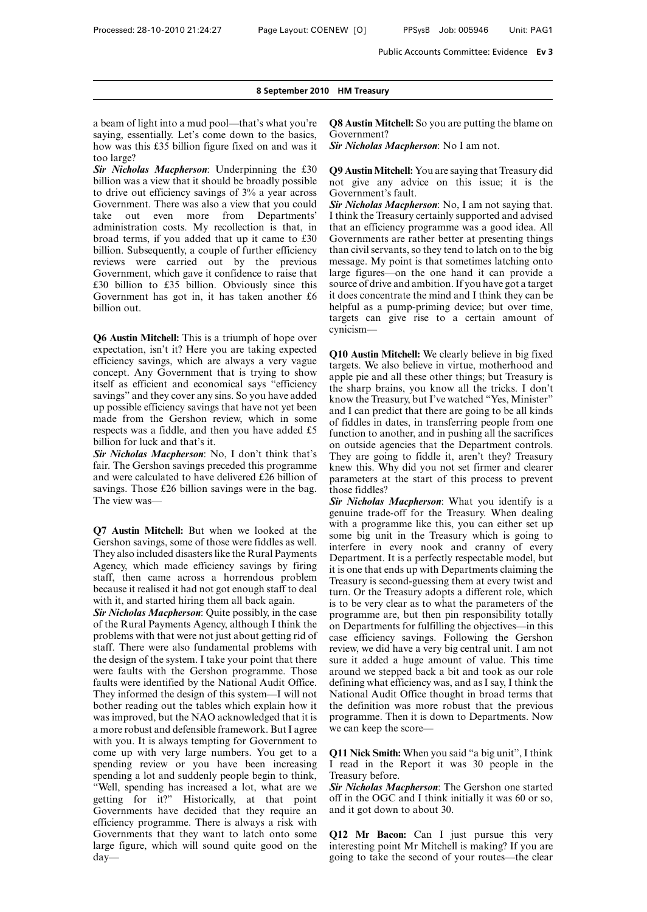a beam of light into a mud pool—that's what you're saying, essentially. Let's come down to the basics, how was this £35 billion figure fixed on and was it too large?

***Sir Nicholas Macpherson***: Underpinning the £30 billion was a view that it should be broadly possible to drive out efficiency savings of 3% a year across Government. There was also a view that you could take out even more from Departments' administration costs. My recollection is that, in broad terms, if you added that up it came to £30 billion. Subsequently, a couple of further efficiency reviews were carried out by the previous Government, which gave it confidence to raise that £30 billion to £35 billion. Obviously since this Government has got in, it has taken another £6 billion out.

**Q6 Austin Mitchell:** This is a triumph of hope over expectation, isn't it? Here you are taking expected efficiency savings, which are always a very vague concept. Any Government that is trying to show itself as efficient and economical says "efficiency savings" and they cover any sins. So you have added up possible efficiency savings that have not yet been made from the Gershon review, which in some respects was a fiddle, and then you have added £5 billion for luck and that's it.

***Sir Nicholas Macpherson***: No, I don't think that's fair. The Gershon savings preceded this programme and were calculated to have delivered £26 billion of savings. Those £26 billion savings were in the bag. The view was—

**Q7 Austin Mitchell:** But when we looked at the Gershon savings, some of those were fiddles as well. They also included disasters like the Rural Payments Agency, which made efficiency savings by firing staff, then came across a horrendous problem because it realised it had not got enough staff to deal with it, and started hiring them all back again.

***Sir Nicholas Macpherson***: Quite possibly, in the case of the Rural Payments Agency, although I think the problems with that were not just about getting rid of staff. There were also fundamental problems with the design of the system. I take your point that there were faults with the Gershon programme. Those faults were identified by the National Audit Office. They informed the design of this system—I will not bother reading out the tables which explain how it was improved, but the NAO acknowledged that it is a more robust and defensible framework. But I agree with you. It is always tempting for Government to come up with very large numbers. You get to a spending review or you have been increasing spending a lot and suddenly people begin to think, "Well, spending has increased a lot, what are we getting for it?" Historically, at that point Governments have decided that they require an efficiency programme. There is always a risk with Governments that they want to latch onto some large figure, which will sound quite good on the day—

**Q8 Austin Mitchell:** So you are putting the blame on Government?

***Sir Nicholas Macpherson***: No I am not.

**Q9 Austin Mitchell:** You are saying that Treasury did not give any advice on this issue; it is the Government's fault.

***Sir Nicholas Macpherson***: No, I am not saying that. I think the Treasury certainly supported and advised that an efficiency programme was a good idea. All Governments are rather better at presenting things than civil servants, so they tend to latch on to the big message. My point is that sometimes latching onto large figures—on the one hand it can provide a source of drive and ambition. If you have got a target it does concentrate the mind and I think they can be helpful as a pump-priming device; but over time, targets can give rise to a certain amount of cynicism—

**Q10 Austin Mitchell:** We clearly believe in big fixed targets. We also believe in virtue, motherhood and apple pie and all these other things; but Treasury is the sharp brains, you know all the tricks. I don't know the Treasury, but I've watched "Yes, Minister" and I can predict that there are going to be all kinds of fiddles in dates, in transferring people from one function to another, and in pushing all the sacrifices on outside agencies that the Department controls. They are going to fiddle it, aren't they? Treasury knew this. Why did you not set firmer and clearer parameters at the start of this process to prevent those fiddles?

***Sir Nicholas Macpherson***: What you identify is a genuine trade-off for the Treasury. When dealing with a programme like this, you can either set up some big unit in the Treasury which is going to interfere in every nook and cranny of every Department. It is a perfectly respectable model, but it is one that ends up with Departments claiming the Treasury is second-guessing them at every twist and turn. Or the Treasury adopts a different role, which is to be very clear as to what the parameters of the programme are, but then pin responsibility totally on Departments for fulfilling the objectives—in this case efficiency savings. Following the Gershon review, we did have a very big central unit. I am not sure it added a huge amount of value. This time around we stepped back a bit and took as our role defining what efficiency was, and as I say, I think the National Audit Office thought in broad terms that the definition was more robust that the previous programme. Then it is down to Departments. Now we can keep the score—

**Q11 Nick Smith:** When you said "a big unit", I think I read in the Report it was 30 people in the Treasury before.

***Sir Nicholas Macpherson***: The Gershon one started off in the OGC and I think initially it was 60 or so, and it got down to about 30.

**Q12 Mr Bacon:** Can I just pursue this very interesting point Mr Mitchell is making? If you are going to take the second of your routes—the clear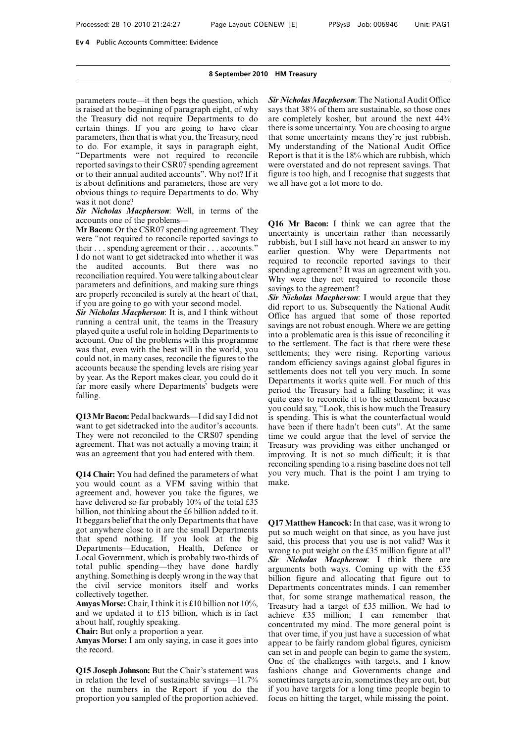parameters route—it then begs the question, which is raised at the beginning of paragraph eight, of why the Treasury did not require Departments to do certain things. If you are going to have clear parameters, then that is what you, the Treasury, need to do. For example, it says in paragraph eight, "Departments were not required to reconcile reported savings to their CSR07 spending agreement or to their annual audited accounts". Why not? If it is about definitions and parameters, those are very obvious things to require Departments to do. Why was it not done?

***Sir Nicholas Macpherson***: Well, in terms of the accounts one of the problems—

**Mr Bacon:** Or the CSR07 spending agreement. They were "not required to reconcile reported savings to their . . . spending agreement or their . . . accounts." I do not want to get sidetracked into whether it was the audited accounts. But there was no reconciliation required. You were talking about clear parameters and definitions, and making sure things are properly reconciled is surely at the heart of that, if you are going to go with your second model.

***Sir Nicholas Macpherson***: It is, and I think without running a central unit, the teams in the Treasury played quite a useful role in holding Departments to account. One of the problems with this programme was that, even with the best will in the world, you could not, in many cases, reconcile the figures to the accounts because the spending levels are rising year by year. As the Report makes clear, you could do it far more easily where Departments' budgets were falling.

**Q13 Mr Bacon:** Pedal backwards—I did say I did not want to get sidetracked into the auditor's accounts. They were not reconciled to the CRS07 spending agreement. That was not actually a moving train; it was an agreement that you had entered with them.

**Q14 Chair:** You had defined the parameters of what you would count as a VFM saving within that agreement and, however you take the figures, we have delivered so far probably 10% of the total £35 billion, not thinking about the £6 billion added to it. It beggars belief that the only Departments that have got anywhere close to it are the small Departments that spend nothing. If you look at the big Departments—Education, Health, Defence or Local Government, which is probably two-thirds of total public spending—they have done hardly anything. Something is deeply wrong in the way that the civil service monitors itself and works collectively together.

**Amyas Morse:** Chair, I think it is £10 billion not 10%, and we updated it to £15 billion, which is in fact about half, roughly speaking.

**Chair:** But only a proportion a year.

**Amyas Morse:** I am only saying, in case it goes into the record.

**Q15 Joseph Johnson:** But the Chair's statement was in relation the level of sustainable savings—11.7% on the numbers in the Report if you do the proportion you sampled of the proportion achieved.

***Sir Nicholas Macpherson***: The National Audit Office says that 38% of them are sustainable, so those ones are completely kosher, but around the next 44% there is some uncertainty. You are choosing to argue that some uncertainty means they're just rubbish. My understanding of the National Audit Office Report is that it is the 18% which are rubbish, which were overstated and do not represent savings. That figure is too high, and I recognise that suggests that we all have got a lot more to do.

**Q16 Mr Bacon:** I think we can agree that the uncertainty is uncertain rather than necessarily rubbish, but I still have not heard an answer to my earlier question. Why were Departments not required to reconcile reported savings to their spending agreement? It was an agreement with you. Why were they not required to reconcile those savings to the agreement?

***Sir Nicholas Macpherson***: I would argue that they did report to us. Subsequently the National Audit Office has argued that some of those reported savings are not robust enough. Where we are getting into a problematic area is this issue of reconciling it to the settlement. The fact is that there were these settlements; they were rising. Reporting various random efficiency savings against global figures in settlements does not tell you very much. In some Departments it works quite well. For much of this period the Treasury had a falling baseline; it was quite easy to reconcile it to the settlement because you could say, "Look, this is how much the Treasury is spending. This is what the counterfactual would have been if there hadn't been cuts". At the same time we could argue that the level of service the Treasury was providing was either unchanged or improving. It is not so much difficult; it is that reconciling spending to a rising baseline does not tell you very much. That is the point I am trying to make.

**Q17 Matthew Hancock:** In that case, was it wrong to put so much weight on that since, as you have just said, this process that you use is not valid? Was it wrong to put weight on the £35 million figure at all?

***Sir Nicholas Macpherson***: I think there are arguments both ways. Coming up with the £35 billion figure and allocating that figure out to Departments concentrates minds. I can remember that, for some strange mathematical reason, the Treasury had a target of £35 million. We had to achieve £35 million; I can remember that concentrated my mind. The more general point is that over time, if you just have a succession of what appear to be fairly random global figures, cynicism can set in and people can begin to game the system. One of the challenges with targets, and I know fashions change and Governments change and sometimes targets are in, sometimes they are out, but if you have targets for a long time people begin to focus on hitting the target, while missing the point.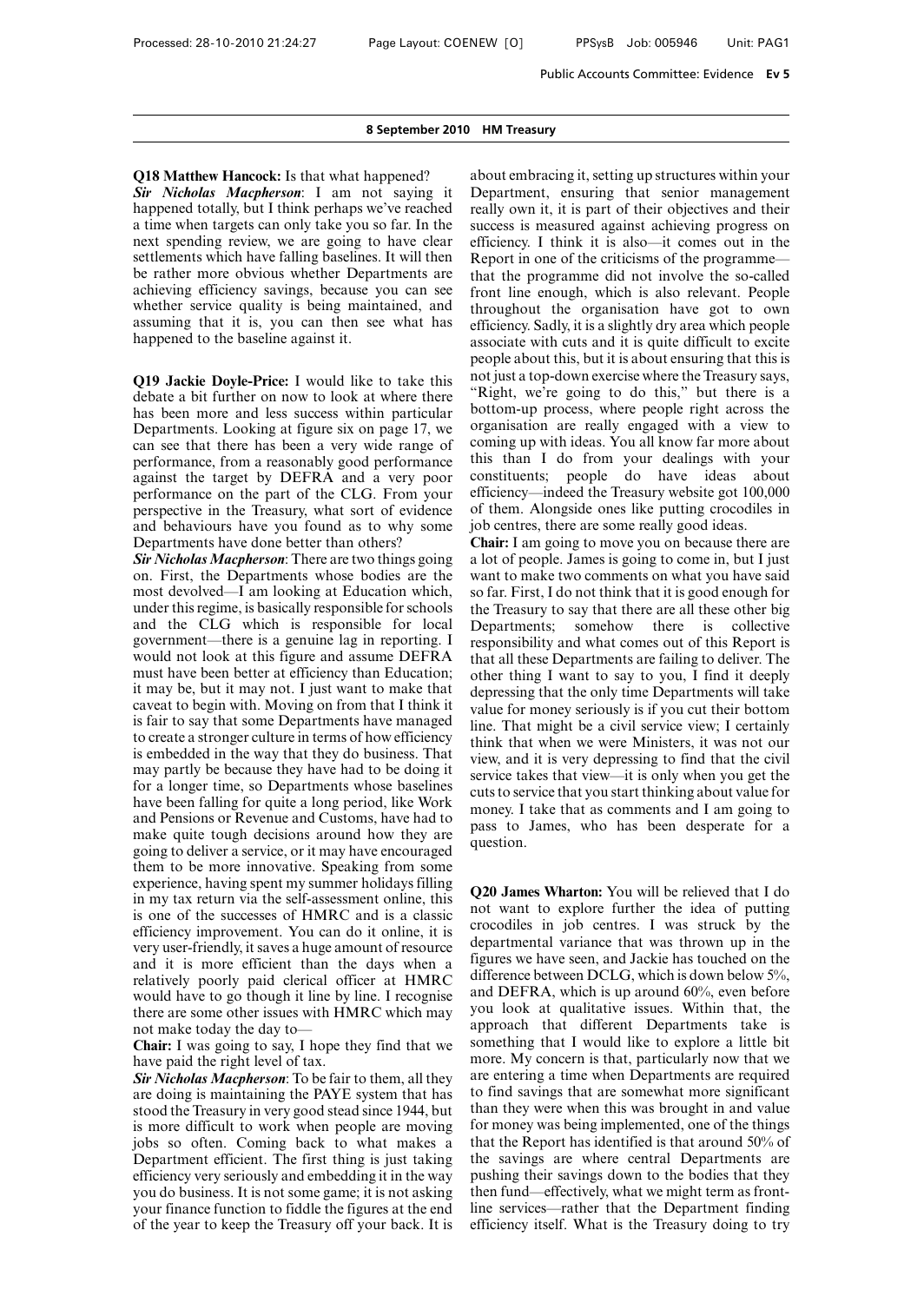**Q18 Matthew Hancock:** Is that what happened?

***Sir Nicholas Macpherson***: I am not saying it happened totally, but I think perhaps we've reached a time when targets can only take you so far. In the next spending review, we are going to have clear settlements which have falling baselines. It will then be rather more obvious whether Departments are achieving efficiency savings, because you can see whether service quality is being maintained, and assuming that it is, you can then see what has happened to the baseline against it.

**Q19 Jackie Doyle-Price:** I would like to take this debate a bit further on now to look at where there has been more and less success within particular Departments. Looking at figure six on page 17, we can see that there has been a very wide range of performance, from a reasonably good performance against the target by DEFRA and a very poor performance on the part of the CLG. From your perspective in the Treasury, what sort of evidence and behaviours have you found as to why some Departments have done better than others?

***Sir Nicholas Macpherson***: There are two things going on. First, the Departments whose bodies are the most devolved—I am looking at Education which, under this regime, is basically responsible for schools and the CLG which is responsible for local government—there is a genuine lag in reporting. I would not look at this figure and assume DEFRA must have been better at efficiency than Education; it may be, but it may not. I just want to make that caveat to begin with. Moving on from that I think it is fair to say that some Departments have managed to create a stronger culture in terms of how efficiency is embedded in the way that they do business. That may partly be because they have had to be doing it for a longer time, so Departments whose baselines have been falling for quite a long period, like Work and Pensions or Revenue and Customs, have had to make quite tough decisions around how they are going to deliver a service, or it may have encouraged them to be more innovative. Speaking from some experience, having spent my summer holidays filling in my tax return via the self-assessment online, this is one of the successes of HMRC and is a classic efficiency improvement. You can do it online, it is very user-friendly, it saves a huge amount of resource and it is more efficient than the days when a relatively poorly paid clerical officer at HMRC would have to go though it line by line. I recognise there are some other issues with HMRC which may not make today the day to—

**Chair:** I was going to say, I hope they find that we have paid the right level of tax.

***Sir Nicholas Macpherson***: To be fair to them, all they are doing is maintaining the PAYE system that has stood the Treasury in very good stead since 1944, but is more difficult to work when people are moving jobs so often. Coming back to what makes a Department efficient. The first thing is just taking efficiency very seriously and embedding it in the way you do business. It is not some game; it is not asking your finance function to fiddle the figures at the end of the year to keep the Treasury off your back. It is about embracing it, setting up structures within your Department, ensuring that senior management really own it, it is part of their objectives and their success is measured against achieving progress on efficiency. I think it is also—it comes out in the Report in one of the criticisms of the programme—that the programme did not involve the so-called front line enough, which is also relevant. People throughout the organisation have got to own efficiency. Sadly, it is a slightly dry area which people associate with cuts and it is quite difficult to excite people about this, but it is about ensuring that this is not just a top-down exercise where the Treasury says, "Right, we're going to do this," but there is a bottom-up process, where people right across the organisation are really engaged with a view to coming up with ideas. You all know far more about this than I do from your dealings with your constituents; people do have ideas about efficiency—indeed the Treasury website got 100,000 of them. Alongside ones like putting crocodiles in job centres, there are some really good ideas.

**Chair:** I am going to move you on because there are a lot of people. James is going to come in, but I just want to make two comments on what you have said so far. First, I do not think that it is good enough for the Treasury to say that there are all these other big Departments; somehow there is collective responsibility and what comes out of this Report is that all these Departments are failing to deliver. The other thing I want to say to you, I find it deeply depressing that the only time Departments will take value for money seriously is if you cut their bottom line. That might be a civil service view; I certainly think that when we were Ministers, it was not our view, and it is very depressing to find that the civil service takes that view—it is only when you get the cuts to service that you start thinking about value for money. I take that as comments and I am going to pass to James, who has been desperate for a question.

**Q20 James Wharton:** You will be relieved that I do not want to explore further the idea of putting crocodiles in job centres. I was struck by the departmental variance that was thrown up in the figures we have seen, and Jackie has touched on the difference between DCLG, which is down below 5%, and DEFRA, which is up around 60%, even before you look at qualitative issues. Within that, the approach that different Departments take is something that I would like to explore a little bit more. My concern is that, particularly now that we are entering a time when Departments are required to find savings that are somewhat more significant than they were when this was brought in and value for money was being implemented, one of the things that the Report has identified is that around 50% of the savings are where central Departments are pushing their savings down to the bodies that they then fund—effectively, what we might term as front-line services—rather that the Department finding efficiency itself. What is the Treasury doing to try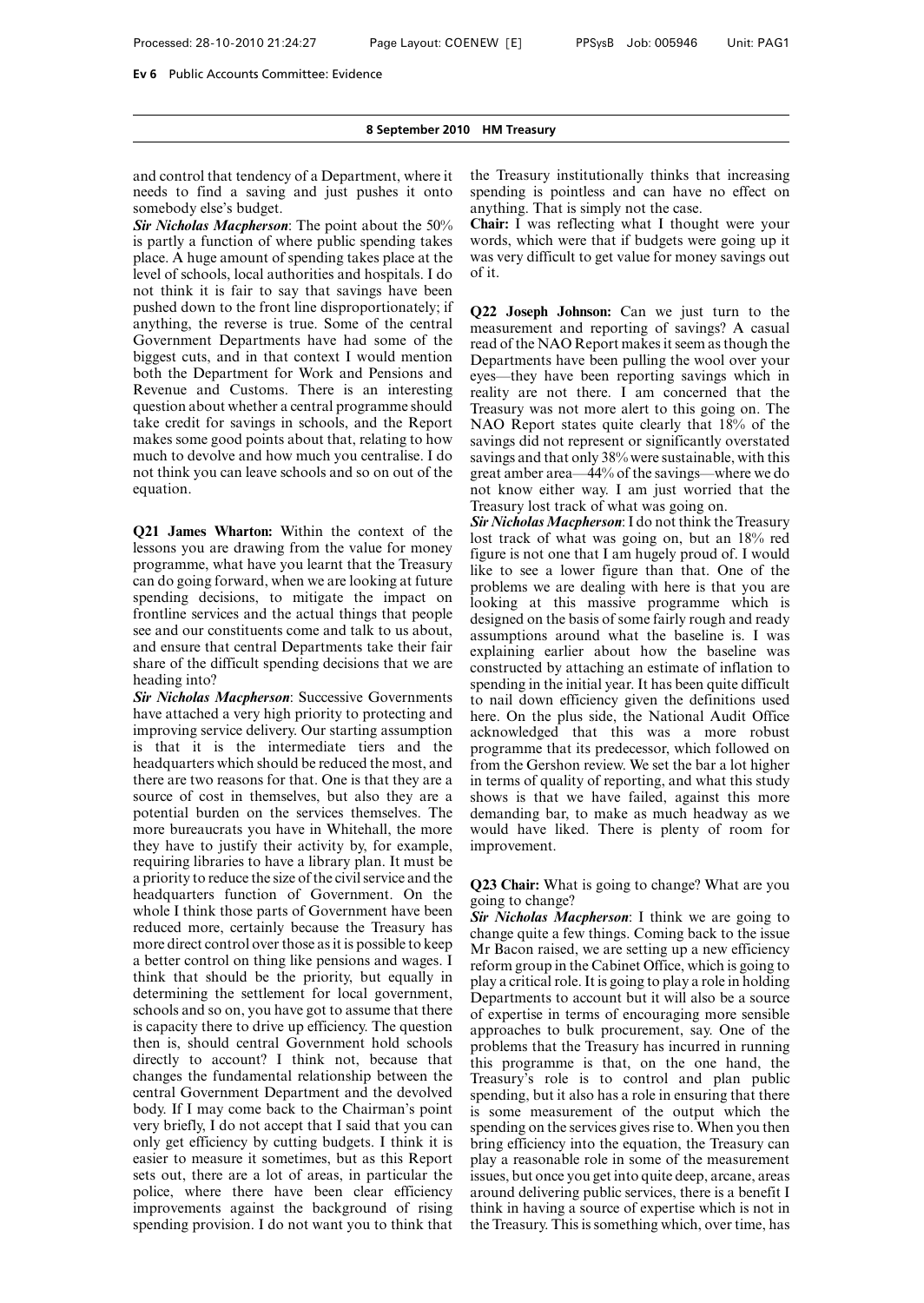and control that tendency of a Department, where it needs to find a saving and just pushes it onto somebody else's budget.

***Sir Nicholas Macpherson***: The point about the 50% is partly a function of where public spending takes place. A huge amount of spending takes place at the level of schools, local authorities and hospitals. I do not think it is fair to say that savings have been pushed down to the front line disproportionately; if anything, the reverse is true. Some of the central Government Departments have had some of the biggest cuts, and in that context I would mention both the Department for Work and Pensions and Revenue and Customs. There is an interesting question about whether a central programme should take credit for savings in schools, and the Report makes some good points about that, relating to how much to devolve and how much you centralise. I do not think you can leave schools and so on out of the equation.

**Q21 James Wharton:** Within the context of the lessons you are drawing from the value for money programme, what have you learnt that the Treasury can do going forward, when we are looking at future spending decisions, to mitigate the impact on frontline services and the actual things that people see and our constituents come and talk to us about, and ensure that central Departments take their fair share of the difficult spending decisions that we are heading into?

***Sir Nicholas Macpherson***: Successive Governments have attached a very high priority to protecting and improving service delivery. Our starting assumption is that it is the intermediate tiers and the headquarters which should be reduced the most, and there are two reasons for that. One is that they are a source of cost in themselves, but also they are a potential burden on the services themselves. The more bureaucrats you have in Whitehall, the more they have to justify their activity by, for example, requiring libraries to have a library plan. It must be a priority to reduce the size of the civil service and the headquarters function of Government. On the whole I think those parts of Government have been reduced more, certainly because the Treasury has more direct control over those as it is possible to keep a better control on thing like pensions and wages. I think that should be the priority, but equally in determining the settlement for local government, schools and so on, you have got to assume that there is capacity there to drive up efficiency. The question then is, should central Government hold schools directly to account? I think not, because that changes the fundamental relationship between the central Government Department and the devolved body. If I may come back to the Chairman's point very briefly, I do not accept that I said that you can only get efficiency by cutting budgets. I think it is easier to measure it sometimes, but as this Report sets out, there are a lot of areas, in particular the police, where there have been clear efficiency improvements against the background of rising spending provision. I do not want you to think that the Treasury institutionally thinks that increasing spending is pointless and can have no effect on anything. That is simply not the case.

**Chair:** I was reflecting what I thought were your words, which were that if budgets were going up it was very difficult to get value for money savings out of it.

**Q22 Joseph Johnson:** Can we just turn to the measurement and reporting of savings? A casual read of the NAO Report makes it seem as though the Departments have been pulling the wool over your eyes—they have been reporting savings which in reality are not there. I am concerned that the Treasury was not more alert to this going on. The NAO Report states quite clearly that 18% of the savings did not represent or significantly overstated savings and that only 38% were sustainable, with this great amber area—44% of the savings—where we do not know either way. I am just worried that the Treasury lost track of what was going on.

***Sir Nicholas Macpherson***: I do not think the Treasury lost track of what was going on, but an 18% red figure is not one that I am hugely proud of. I would like to see a lower figure than that. One of the problems we are dealing with here is that you are looking at this massive programme which is designed on the basis of some fairly rough and ready assumptions around what the baseline is. I was explaining earlier about how the baseline was constructed by attaching an estimate of inflation to spending in the initial year. It has been quite difficult to nail down efficiency given the definitions used here. On the plus side, the National Audit Office acknowledged that this was a more robust programme that its predecessor, which followed on from the Gershon review. We set the bar a lot higher in terms of quality of reporting, and what this study shows is that we have failed, against this more demanding bar, to make as much headway as we would have liked. There is plenty of room for improvement.

**Q23 Chair:** What is going to change? What are you going to change?

***Sir Nicholas Macpherson***: I think we are going to change quite a few things. Coming back to the issue Mr Bacon raised, we are setting up a new efficiency reform group in the Cabinet Office, which is going to play a critical role. It is going to play a role in holding Departments to account but it will also be a source of expertise in terms of encouraging more sensible approaches to bulk procurement, say. One of the problems that the Treasury has incurred in running this programme is that, on the one hand, the Treasury's role is to control and plan public spending, but it also has a role in ensuring that there is some measurement of the output which the spending on the services gives rise to. When you then bring efficiency into the equation, the Treasury can play a reasonable role in some of the measurement issues, but once you get into quite deep, arcane, areas around delivering public services, there is a benefit I think in having a source of expertise which is not in the Treasury. This is something which, over time, has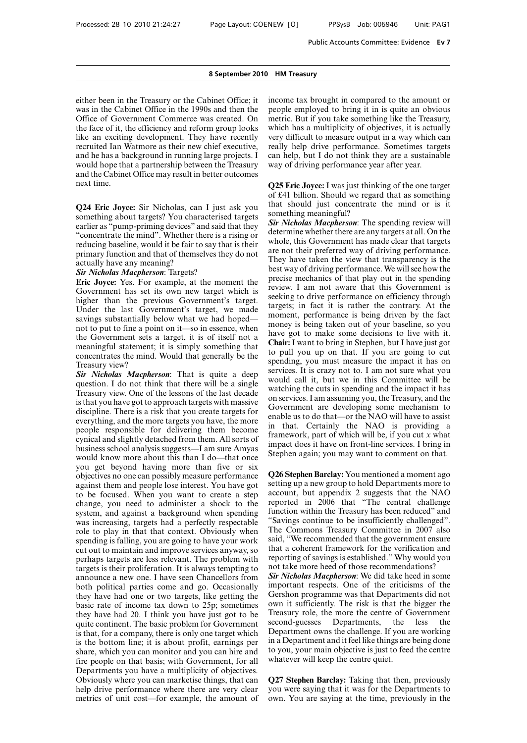either been in the Treasury or the Cabinet Office; it was in the Cabinet Office in the 1990s and then the Office of Government Commerce was created. On the face of it, the efficiency and reform group looks like an exciting development. They have recently recruited Ian Watmore as their new chief executive, and he has a background in running large projects. I would hope that a partnership between the Treasury and the Cabinet Office may result in better outcomes next time.

**Q24 Eric Joyce:** Sir Nicholas, can I just ask you something about targets? You characterised targets earlier as "pump-priming devices" and said that they "concentrate the mind". Whether there is a rising or reducing baseline, would it be fair to say that is their primary function and that of themselves they do not actually have any meaning?

***Sir Nicholas Macpherson***: Targets?

**Eric Joyce:** Yes. For example, at the moment the Government has set its own new target which is higher than the previous Government's target. Under the last Government's target, we made savings substantially below what we had hoped—not to put to fine a point on it—so in essence, when the Government sets a target, it is of itself not a meaningful statement; it is simply something that concentrates the mind. Would that generally be the Treasury view?

***Sir Nicholas Macpherson***: That is quite a deep question. I do not think that there will be a single Treasury view. One of the lessons of the last decade is that you have got to approach targets with massive discipline. There is a risk that you create targets for everything, and the more targets you have, the more people responsible for delivering them become cynical and slightly detached from them. All sorts of business school analysis suggests—I am sure Amyas would know more about this than I do—that once you get beyond having more than five or six objectives no one can possibly measure performance against them and people lose interest. You have got to be focused. When you want to create a step change, you need to administer a shock to the system, and against a background when spending was increasing, targets had a perfectly respectable role to play in that that context. Obviously when spending is falling, you are going to have your work cut out to maintain and improve services anyway, so perhaps targets are less relevant. The problem with targets is their proliferation. It is always tempting to announce a new one. I have seen Chancellors from both political parties come and go. Occasionally they have had one or two targets, like getting the basic rate of income tax down to 25p; sometimes they have had 20. I think you have just got to be quite continent. The basic problem for Government is that, for a company, there is only one target which is the bottom line; it is about profit, earnings per share, which you can monitor and you can hire and fire people on that basis; with Government, for all Departments you have a multiplicity of objectives. Obviously where you can marketise things, that can help drive performance where there are very clear metrics of unit cost—for example, the amount of income tax brought in compared to the amount or people employed to bring it in is quite an obvious metric. But if you take something like the Treasury, which has a multiplicity of objectives, it is actually very difficult to measure output in a way which can really help drive performance. Sometimes targets can help, but I do not think they are a sustainable way of driving performance year after year.

**Q25 Eric Joyce:** I was just thinking of the one target of £41 billion. Should we regard that as something that should just concentrate the mind or is it something meaningful?

***Sir Nicholas Macpherson***: The spending review will determine whether there are any targets at all. On the whole, this Government has made clear that targets are not their preferred way of driving performance. They have taken the view that transparency is the best way of driving performance. We will see how the precise mechanics of that play out in the spending review. I am not aware that this Government is seeking to drive performance on efficiency through targets; in fact it is rather the contrary. At the moment, performance is being driven by the fact money is being taken out of your baseline, so you have got to make some decisions to live with it.

**Chair:** I want to bring in Stephen, but I have just got to pull you up on that. If you are going to cut spending, you must measure the impact it has on services. It is crazy not to. I am not sure what you would call it, but we in this Committee will be watching the cuts in spending and the impact it has on services. I am assuming you, the Treasury, and the Government are developing some mechanism to enable us to do that—or the NAO will have to assist in that. Certainly the NAO is providing a framework, part of which will be, if you cut *x* what impact does it have on front-line services. I bring in Stephen again; you may want to comment on that.

**Q26 Stephen Barclay:** You mentioned a moment ago setting up a new group to hold Departments more to account, but appendix 2 suggests that the NAO reported in 2006 that "The central challenge function within the Treasury has been reduced" and "Savings continue to be insufficiently challenged". The Commons Treasury Committee in 2007 also said, "We recommended that the government ensure that a coherent framework for the verification and reporting of savings is established." Why would you not take more heed of those recommendations?

***Sir Nicholas Macpherson***: We did take heed in some important respects. One of the criticisms of the Gershon programme was that Departments did not own it sufficiently. The risk is that the bigger the Treasury role, the more the centre of Government second-guesses Departments, the less the Department owns the challenge. If you are working in a Department and it feel like things are being done to you, your main objective is just to feed the centre whatever will keep the centre quiet.

**Q27 Stephen Barclay:** Taking that then, previously you were saying that it was for the Departments to own. You are saying at the time, previously in the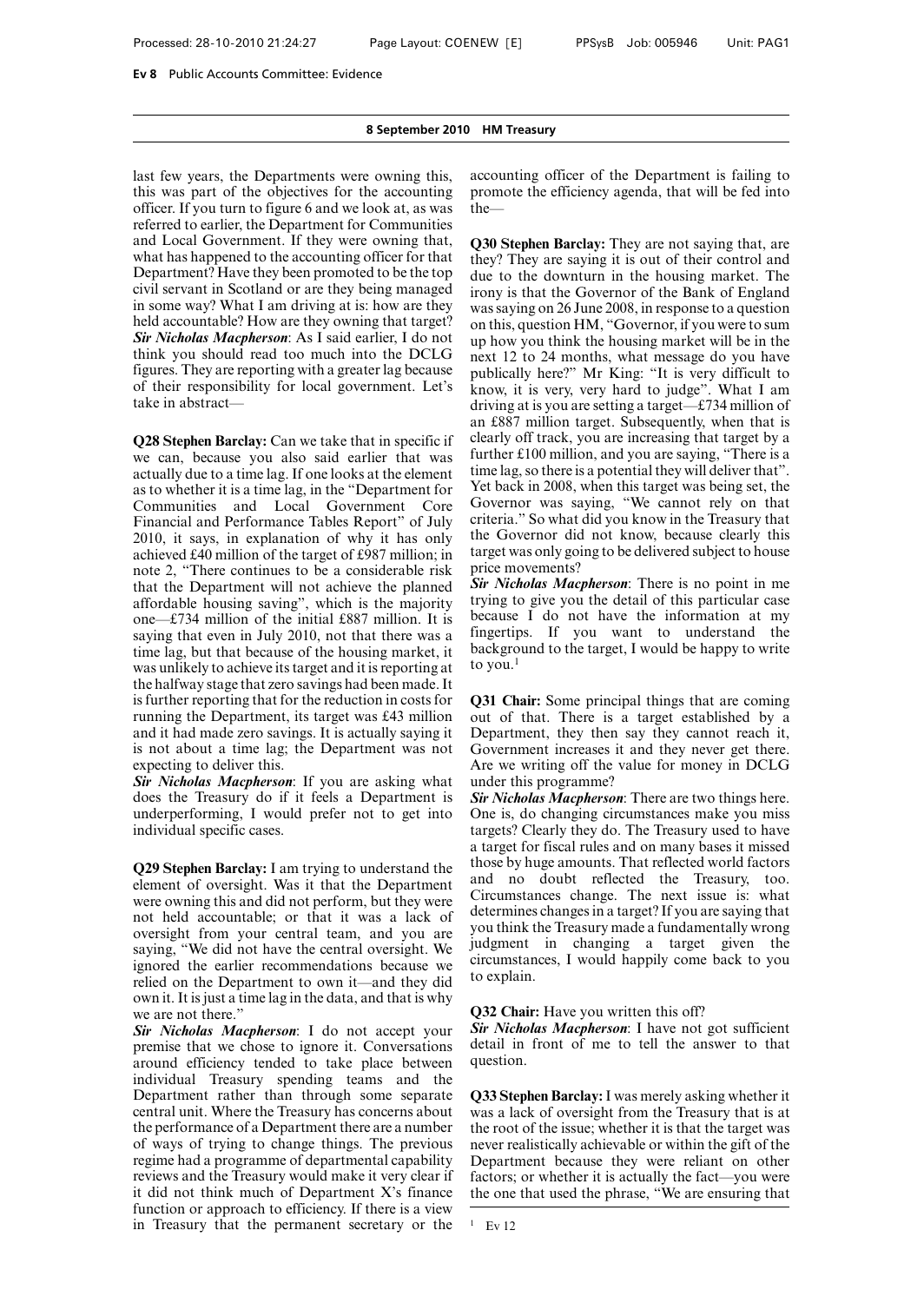last few years, the Departments were owning this, this was part of the objectives for the accounting officer. If you turn to figure 6 and we look at, as was referred to earlier, the Department for Communities and Local Government. If they were owning that, what has happened to the accounting officer for that Department? Have they been promoted to be the top civil servant in Scotland or are they being managed in some way? What I am driving at is: how are they held accountable? How are they owning that target?

***Sir Nicholas Macpherson***: As I said earlier, I do not think you should read too much into the DCLG figures. They are reporting with a greater lag because of their responsibility for local government. Let's take in abstract—

**Q28 Stephen Barclay:** Can we take that in specific if we can, because you also said earlier that was actually due to a time lag. If one looks at the element as to whether it is a time lag, in the "Department for Communities and Local Government Core Financial and Performance Tables Report" of July 2010, it says, in explanation of why it has only achieved £40 million of the target of £987 million; in note 2, "There continues to be a considerable risk that the Department will not achieve the planned affordable housing saving", which is the majority one—£734 million of the initial £887 million. It is saying that even in July 2010, not that there was a time lag, but that because of the housing market, it was unlikely to achieve its target and it is reporting at the halfway stage that zero savings had been made. It is further reporting that for the reduction in costs for running the Department, its target was £43 million and it had made zero savings. It is actually saying it is not about a time lag; the Department was not expecting to deliver this.

***Sir Nicholas Macpherson***: If you are asking what does the Treasury do if it feels a Department is underperforming, I would prefer not to get into individual specific cases.

**Q29 Stephen Barclay:** I am trying to understand the element of oversight. Was it that the Department were owning this and did not perform, but they were not held accountable; or that it was a lack of oversight from your central team, and you are saying, "We did not have the central oversight. We ignored the earlier recommendations because we relied on the Department to own it—and they did own it. It is just a time lag in the data, and that is why we are not there."

***Sir Nicholas Macpherson***: I do not accept your premise that we chose to ignore it. Conversations around efficiency tended to take place between individual Treasury spending teams and the Department rather than through some separate central unit. Where the Treasury has concerns about the performance of a Department there are a number of ways of trying to change things. The previous regime had a programme of departmental capability reviews and the Treasury would make it very clear if it did not think much of Department X's finance function or approach to efficiency. If there is a view in Treasury that the permanent secretary or the accounting officer of the Department is failing to promote the efficiency agenda, that will be fed into the—

**Q30 Stephen Barclay:** They are not saying that, are they? They are saying it is out of their control and due to the downturn in the housing market. The irony is that the Governor of the Bank of England was saying on 26 June 2008, in response to a question on this, question HM, "Governor, if you were to sum up how you think the housing market will be in the next 12 to 24 months, what message do you have publically here?" Mr King: "It is very difficult to know, it is very, very hard to judge". What I am driving at is you are setting a target—£734 million of an £887 million target. Subsequently, when that is clearly off track, you are increasing that target by a further £100 million, and you are saying, "There is a time lag, so there is a potential they will deliver that". Yet back in 2008, when this target was being set, the Governor was saying, "We cannot rely on that criteria." So what did you know in the Treasury that the Governor did not know, because clearly this target was only going to be delivered subject to house price movements?

***Sir Nicholas Macpherson***: There is no point in me trying to give you the detail of this particular case because I do not have the information at my fingertips. If you want to understand the background to the target, I would be happy to write to you.[1]

**Q31 Chair:** Some principal things that are coming out of that. There is a target established by a Department, they then say they cannot reach it, Government increases it and they never get there. Are we writing off the value for money in DCLG under this programme?

***Sir Nicholas Macpherson***: There are two things here. One is, do changing circumstances make you miss targets? Clearly they do. The Treasury used to have a target for fiscal rules and on many bases it missed those by huge amounts. That reflected world factors and no doubt reflected the Treasury, too. Circumstances change. The next issue is: what determines changes in a target? If you are saying that you think the Treasury made a fundamentally wrong judgment in changing a target given the circumstances, I would happily come back to you to explain.

**Q32 Chair:** Have you written this off?

***Sir Nicholas Macpherson***: I have not got sufficient detail in front of me to tell the answer to that question.

**Q33 Stephen Barclay:** I was merely asking whether it was a lack of oversight from the Treasury that is at the root of the issue; whether it is that the target was never realistically achievable or within the gift of the Department because they were reliant on other factors; or whether it is actually the fact—you were the one that used the phrase, "We are ensuring that

[1] Ev 12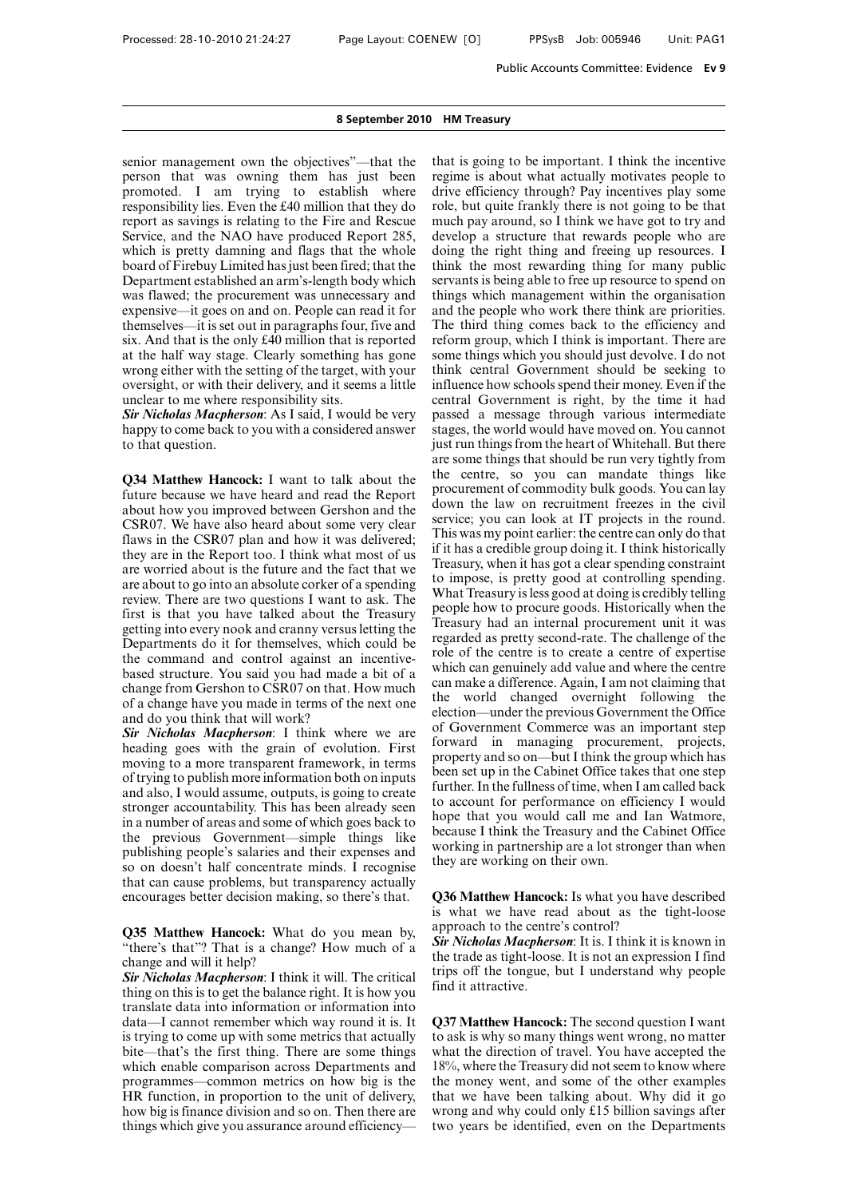senior management own the objectives"—that the person that was owning them has just been promoted. I am trying to establish where responsibility lies. Even the £40 million that they do report as savings is relating to the Fire and Rescue Service, and the NAO have produced Report 285, which is pretty damning and flags that the whole board of Firebuy Limited has just been fired; that the Department established an arm's-length body which was flawed; the procurement was unnecessary and expensive—it goes on and on. People can read it for themselves—it is set out in paragraphs four, five and six. And that is the only £40 million that is reported at the half way stage. Clearly something has gone wrong either with the setting of the target, with your oversight, or with their delivery, and it seems a little unclear to me where responsibility sits.

***Sir Nicholas Macpherson***: As I said, I would be very happy to come back to you with a considered answer to that question.

**Q34 Matthew Hancock:** I want to talk about the future because we have heard and read the Report about how you improved between Gershon and the CSR07. We have also heard about some very clear flaws in the CSR07 plan and how it was delivered; they are in the Report too. I think what most of us are worried about is the future and the fact that we are about to go into an absolute corker of a spending review. There are two questions I want to ask. The first is that you have talked about the Treasury getting into every nook and cranny versus letting the Departments do it for themselves, which could be the command and control against an incentive-based structure. You said you had made a bit of a change from Gershon to CSR07 on that. How much of a change have you made in terms of the next one and do you think that will work?

***Sir Nicholas Macpherson***: I think where we are heading goes with the grain of evolution. First moving to a more transparent framework, in terms of trying to publish more information both on inputs and also, I would assume, outputs, is going to create stronger accountability. This has been already seen in a number of areas and some of which goes back to the previous Government—simple things like publishing people's salaries and their expenses and so on doesn't half concentrate minds. I recognise that can cause problems, but transparency actually encourages better decision making, so there's that.

**Q35 Matthew Hancock:** What do you mean by, "there's that"? That is a change? How much of a change and will it help?

***Sir Nicholas Macpherson***: I think it will. The critical thing on this is to get the balance right. It is how you translate data into information or information into data—I cannot remember which way round it is. It is trying to come up with some metrics that actually bite—that's the first thing. There are some things which enable comparison across Departments and programmes—common metrics on how big is the HR function, in proportion to the unit of delivery, how big is finance division and so on. Then there are things which give you assurance around efficiency—that is going to be important. I think the incentive regime is about what actually motivates people to drive efficiency through? Pay incentives play some role, but quite frankly there is not going to be that much pay around, so I think we have got to try and develop a structure that rewards people who are doing the right thing and freeing up resources. I think the most rewarding thing for many public servants is being able to free up resource to spend on things which management within the organisation and the people who work there think are priorities. The third thing comes back to the efficiency and reform group, which I think is important. There are some things which you should just devolve. I do not think central Government should be seeking to influence how schools spend their money. Even if the central Government is right, by the time it had passed a message through various intermediate stages, the world would have moved on. You cannot just run things from the heart of Whitehall. But there are some things that should be run very tightly from the centre, so you can mandate things like procurement of commodity bulk goods. You can lay down the law on recruitment freezes in the civil service; you can look at IT projects in the round. This was my point earlier: the centre can only do that if it has a credible group doing it. I think historically Treasury, when it has got a clear spending constraint to impose, is pretty good at controlling spending. What Treasury is less good at doing is credibly telling people how to procure goods. Historically when the Treasury had an internal procurement unit it was regarded as pretty second-rate. The challenge of the role of the centre is to create a centre of expertise which can genuinely add value and where the centre can make a difference. Again, I am not claiming that the world changed overnight following the election—under the previous Government the Office of Government Commerce was an important step forward in managing procurement, projects, property and so on—but I think the group which has been set up in the Cabinet Office takes that one step further. In the fullness of time, when I am called back to account for performance on efficiency I would hope that you would call me and Ian Watmore, because I think the Treasury and the Cabinet Office working in partnership are a lot stronger than when they are working on their own.

**Q36 Matthew Hancock:** Is what you have described is what we have read about as the tight-loose approach to the centre's control?

***Sir Nicholas Macpherson***: It is. I think it is known in the trade as tight-loose. It is not an expression I find trips off the tongue, but I understand why people find it attractive.

**Q37 Matthew Hancock:** The second question I want to ask is why so many things went wrong, no matter what the direction of travel. You have accepted the 18%, where the Treasury did not seem to know where the money went, and some of the other examples that we have been talking about. Why did it go wrong and why could only £15 billion savings after two years be identified, even on the Departments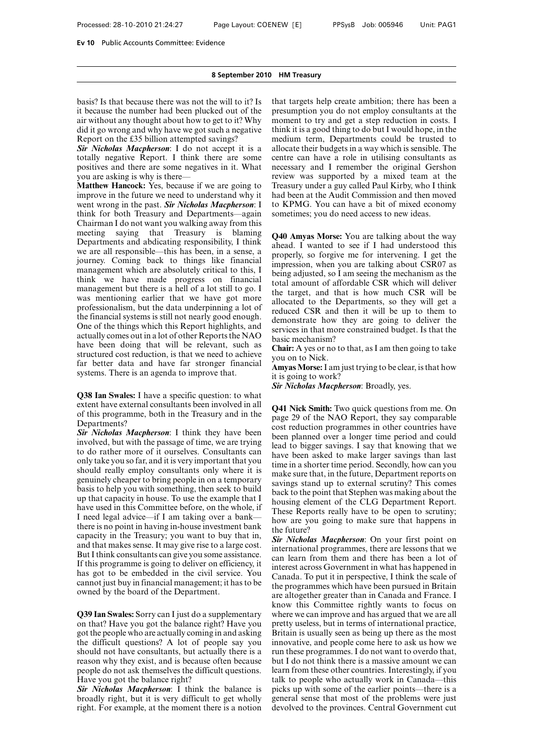basis? Is that because there was not the will to it? Is it because the number had been plucked out of the air without any thought about how to get to it? Why did it go wrong and why have we got such a negative Report on the £35 billion attempted savings?

***Sir Nicholas Macpherson***: I do not accept it is a totally negative Report. I think there are some positives and there are some negatives in it. What you are asking is why is there—

**Matthew Hancock:** Yes, because if we are going to improve in the future we need to understand why it went wrong in the past. ***Sir Nicholas Macpherson***: I think for both Treasury and Departments—again Chairman I do not want you walking away from this meeting saying that Treasury is blaming Departments and abdicating responsibility, I think we are all responsible—this has been, in a sense, a journey. Coming back to things like financial management which are absolutely critical to this, I think we have made progress on financial management but there is a hell of a lot still to go. I was mentioning earlier that we have got more professionalism, but the data underpinning a lot of the financial systems is still not nearly good enough. One of the things which this Report highlights, and actually comes out in a lot of other Reports the NAO have been doing that will be relevant, such as structured cost reduction, is that we need to achieve far better data and have far stronger financial systems. There is an agenda to improve that.

**Q38 Ian Swales:** I have a specific question: to what extent have external consultants been involved in all of this programme, both in the Treasury and in the Departments?

***Sir Nicholas Macpherson***: I think they have been involved, but with the passage of time, we are trying to do rather more of it ourselves. Consultants can only take you so far, and it is very important that you should really employ consultants only where it is genuinely cheaper to bring people in on a temporary basis to help you with something, then seek to build up that capacity in house. To use the example that I have used in this Committee before, on the whole, if I need legal advice—if I am taking over a bank—there is no point in having in-house investment bank capacity in the Treasury; you want to buy that in, and that makes sense. It may give rise to a large cost. But I think consultants can give you some assistance. If this programme is going to deliver on efficiency, it has got to be embedded in the civil service. You cannot just buy in financial management; it has to be owned by the board of the Department.

**Q39 Ian Swales:** Sorry can I just do a supplementary on that? Have you got the balance right? Have you got the people who are actually coming in and asking the difficult questions? A lot of people say you should not have consultants, but actually there is a reason why they exist, and is because often because people do not ask themselves the difficult questions. Have you got the balance right?

***Sir Nicholas Macpherson***: I think the balance is broadly right, but it is very difficult to get wholly right. For example, at the moment there is a notion that targets help create ambition; there has been a presumption you do not employ consultants at the moment to try and get a step reduction in costs. I think it is a good thing to do but I would hope, in the medium term, Departments could be trusted to allocate their budgets in a way which is sensible. The centre can have a role in utilising consultants as necessary and I remember the original Gershon review was supported by a mixed team at the Treasury under a guy called Paul Kirby, who I think had been at the Audit Commission and then moved to KPMG. You can have a bit of mixed economy sometimes; you do need access to new ideas.

**Q40 Amyas Morse:** You are talking about the way ahead. I wanted to see if I had understood this properly, so forgive me for intervening. I get the impression, when you are talking about CSR07 as being adjusted, so I am seeing the mechanism as the total amount of affordable CSR which will deliver the target, and that is how much CSR will be allocated to the Departments, so they will get a reduced CSR and then it will be up to them to demonstrate how they are going to deliver the services in that more constrained budget. Is that the basic mechanism?

**Chair:** A yes or no to that, as I am then going to take you on to Nick.

**Amyas Morse:** I am just trying to be clear, is that how it is going to work?

***Sir Nicholas Macpherson***: Broadly, yes.

**Q41 Nick Smith:** Two quick questions from me. On page 29 of the NAO Report, they say comparable cost reduction programmes in other countries have been planned over a longer time period and could lead to bigger savings. I say that knowing that we have been asked to make larger savings than last time in a shorter time period. Secondly, how can you make sure that, in the future, Department reports on savings stand up to external scrutiny? This comes back to the point that Stephen was making about the housing element of the CLG Department Report. These Reports really have to be open to scrutiny; how are you going to make sure that happens in the future?

***Sir Nicholas Macpherson***: On your first point on international programmes, there are lessons that we can learn from them and there has been a lot of interest across Government in what has happened in Canada. To put it in perspective, I think the scale of the programmes which have been pursued in Britain are altogether greater than in Canada and France. I know this Committee rightly wants to focus on where we can improve and has argued that we are all pretty useless, but in terms of international practice, Britain is usually seen as being up there as the most innovative, and people come here to ask us how we run these programmes. I do not want to overdo that, but I do not think there is a massive amount we can learn from these other countries. Interestingly, if you talk to people who actually work in Canada—this picks up with some of the earlier points—there is a general sense that most of the problems were just devolved to the provinces. Central Government cut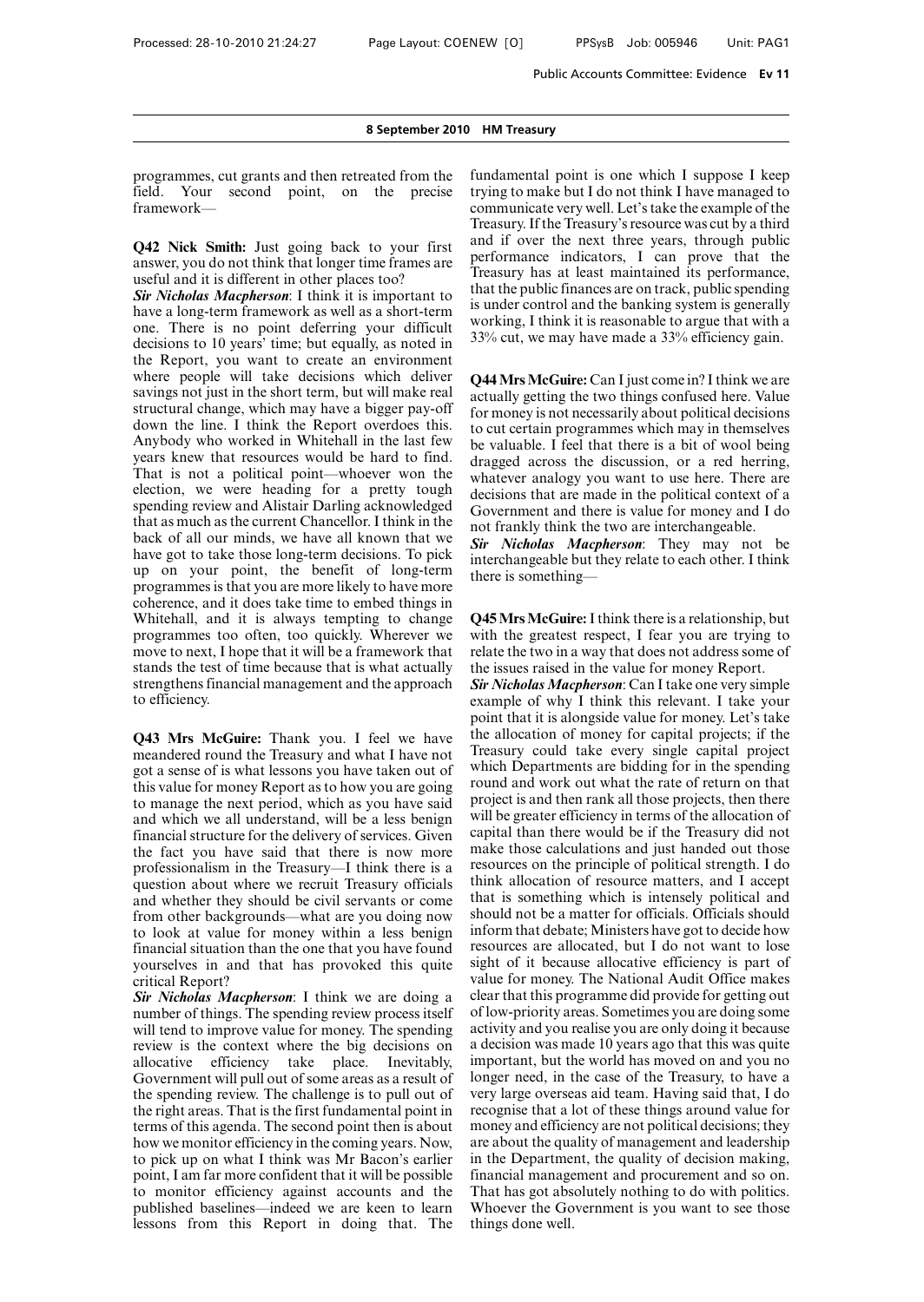programmes, cut grants and then retreated from the field. Your second point, on the precise framework—

**Q42 Nick Smith:** Just going back to your first answer, you do not think that longer time frames are useful and it is different in other places too?

***Sir Nicholas Macpherson***: I think it is important to have a long-term framework as well as a short-term one. There is no point deferring your difficult decisions to 10 years' time; but equally, as noted in the Report, you want to create an environment where people will take decisions which deliver savings not just in the short term, but will make real structural change, which may have a bigger pay-off down the line. I think the Report overdoes this. Anybody who worked in Whitehall in the last few years knew that resources would be hard to find. That is not a political point—whoever won the election, we were heading for a pretty tough spending review and Alistair Darling acknowledged that as much as the current Chancellor. I think in the back of all our minds, we have all known that we have got to take those long-term decisions. To pick up on your point, the benefit of long-term programmes is that you are more likely to have more coherence, and it does take time to embed things in Whitehall, and it is always tempting to change programmes too often, too quickly. Wherever we move to next, I hope that it will be a framework that stands the test of time because that is what actually strengthens financial management and the approach to efficiency.

**Q43 Mrs McGuire:** Thank you. I feel we have meandered round the Treasury and what I have not got a sense of is what lessons you have taken out of this value for money Report as to how you are going to manage the next period, which as you have said and which we all understand, will be a less benign financial structure for the delivery of services. Given the fact you have said that there is now more professionalism in the Treasury—I think there is a question about where we recruit Treasury officials and whether they should be civil servants or come from other backgrounds—what are you doing now to look at value for money within a less benign financial situation than the one that you have found yourselves in and that has provoked this quite critical Report?

***Sir Nicholas Macpherson***: I think we are doing a number of things. The spending review process itself will tend to improve value for money. The spending review is the context where the big decisions on allocative efficiency take place. Inevitably, Government will pull out of some areas as a result of the spending review. The challenge is to pull out of the right areas. That is the first fundamental point in terms of this agenda. The second point then is about how we monitor efficiency in the coming years. Now, to pick up on what I think was Mr Bacon's earlier point, I am far more confident that it will be possible to monitor efficiency against accounts and the published baselines—indeed we are keen to learn lessons from this Report in doing that. The fundamental point is one which I suppose I keep trying to make but I do not think I have managed to communicate very well. Let's take the example of the Treasury. If the Treasury's resource was cut by a third and if over the next three years, through public performance indicators, I can prove that the Treasury has at least maintained its performance, that the public finances are on track, public spending is under control and the banking system is generally working, I think it is reasonable to argue that with a 33% cut, we may have made a 33% efficiency gain.

**Q44 Mrs McGuire:** Can I just come in? I think we are actually getting the two things confused here. Value for money is not necessarily about political decisions to cut certain programmes which may in themselves be valuable. I feel that there is a bit of wool being dragged across the discussion, or a red herring, whatever analogy you want to use here. There are decisions that are made in the political context of a Government and there is value for money and I do not frankly think the two are interchangeable.

***Sir Nicholas Macpherson***: They may not be interchangeable but they relate to each other. I think there is something—

**Q45 Mrs McGuire:** I think there is a relationship, but with the greatest respect, I fear you are trying to relate the two in a way that does not address some of the issues raised in the value for money Report.

***Sir Nicholas Macpherson***: Can I take one very simple example of why I think this relevant. I take your point that it is alongside value for money. Let's take the allocation of money for capital projects; if the Treasury could take every single capital project which Departments are bidding for in the spending round and work out what the rate of return on that project is and then rank all those projects, then there will be greater efficiency in terms of the allocation of capital than there would be if the Treasury did not make those calculations and just handed out those resources on the principle of political strength. I do think allocation of resource matters, and I accept that is something which is intensely political and should not be a matter for officials. Officials should inform that debate; Ministers have got to decide how resources are allocated, but I do not want to lose sight of it because allocative efficiency is part of value for money. The National Audit Office makes clear that this programme did provide for getting out of low-priority areas. Sometimes you are doing some activity and you realise you are only doing it because a decision was made 10 years ago that this was quite important, but the world has moved on and you no longer need, in the case of the Treasury, to have a very large overseas aid team. Having said that, I do recognise that a lot of these things around value for money and efficiency are not political decisions; they are about the quality of management and leadership in the Department, the quality of decision making, financial management and procurement and so on. That has got absolutely nothing to do with politics. Whoever the Government is you want to see those things done well.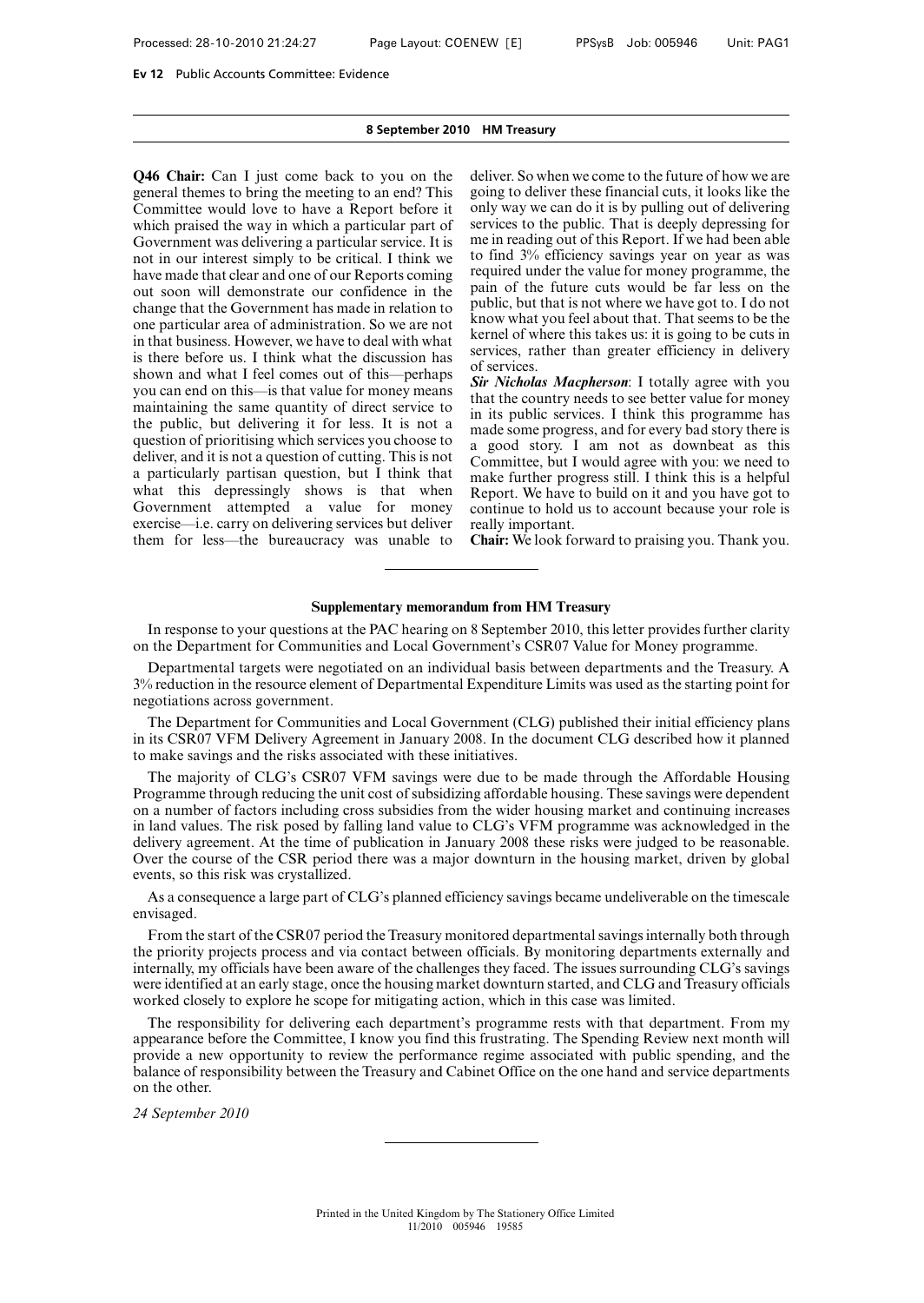**8 September 2010 HM Treasury**

**Q46 Chair:** Can I just come back to you on the general themes to bring the meeting to an end? This Committee would love to have a Report before it which praised the way in which a particular part of Government was delivering a particular service. It is not in our interest simply to be critical. I think we have made that clear and one of our Reports coming out soon will demonstrate our confidence in the change that the Government has made in relation to one particular area of administration. So we are not in that business. However, we have to deal with what is there before us. I think what the discussion has shown and what I feel comes out of this—perhaps you can end on this—is that value for money means maintaining the same quantity of direct service to the public, but delivering it for less. It is not a question of prioritising which services you choose to deliver, and it is not a question of cutting. This is not a particularly partisan question, but I think that what this depressingly shows is that when Government attempted a value for money exercise—i.e. carry on delivering services but deliver them for less—the bureaucracy was unable to deliver. So when we come to the future of how we are going to deliver these financial cuts, it looks like the only way we can do it is by pulling out of delivering services to the public. That is deeply depressing for me in reading out of this Report. If we had been able to find 3% efficiency savings year on year as was required under the value for money programme, the pain of the future cuts would be far less on the public, but that is not where we have got to. I do not know what you feel about that. That seems to be the kernel of where this takes us: it is going to be cuts in services, rather than greater efficiency in delivery of services.

***Sir Nicholas Macpherson***: I totally agree with you that the country needs to see better value for money in its public services. I think this programme has made some progress, and for every bad story there is a good story. I am not as downbeat as this Committee, but I would agree with you: we need to make further progress still. I think this is a helpful Report. We have to build on it and you have got to continue to hold us to account because your role is really important.

**Chair:** We look forward to praising you. Thank you.

---

**Supplementary memorandum from HM Treasury**

In response to your questions at the PAC hearing on 8 September 2010, this letter provides further clarity on the Department for Communities and Local Government's CSR07 Value for Money programme.

Departmental targets were negotiated on an individual basis between departments and the Treasury. A 3% reduction in the resource element of Departmental Expenditure Limits was used as the starting point for negotiations across government.

The Department for Communities and Local Government (CLG) published their initial efficiency plans in its CSR07 VFM Delivery Agreement in January 2008. In the document CLG described how it planned to make savings and the risks associated with these initiatives.

The majority of CLG's CSR07 VFM savings were due to be made through the Affordable Housing Programme through reducing the unit cost of subsidizing affordable housing. These savings were dependent on a number of factors including cross subsidies from the wider housing market and continuing increases in land values. The risk posed by falling land value to CLG's VFM programme was acknowledged in the delivery agreement. At the time of publication in January 2008 these risks were judged to be reasonable. Over the course of the CSR period there was a major downturn in the housing market, driven by global events, so this risk was crystallized.

As a consequence a large part of CLG's planned efficiency savings became undeliverable on the timescale envisaged.

From the start of the CSR07 period the Treasury monitored departmental savings internally both through the priority projects process and via contact between officials. By monitoring departments externally and internally, my officials have been aware of the challenges they faced. The issues surrounding CLG's savings were identified at an early stage, once the housing market downturn started, and CLG and Treasury officials worked closely to explore he scope for mitigating action, which in this case was limited.

The responsibility for delivering each department's programme rests with that department. From my appearance before the Committee, I know you find this frustrating. The Spending Review next month will provide a new opportunity to review the performance regime associated with public spending, and the balance of responsibility between the Treasury and Cabinet Office on the one hand and service departments on the other.

*24 September 2010*

---

Printed in the United Kingdom by The Stationery Office Limited
11/2010 005946 19585